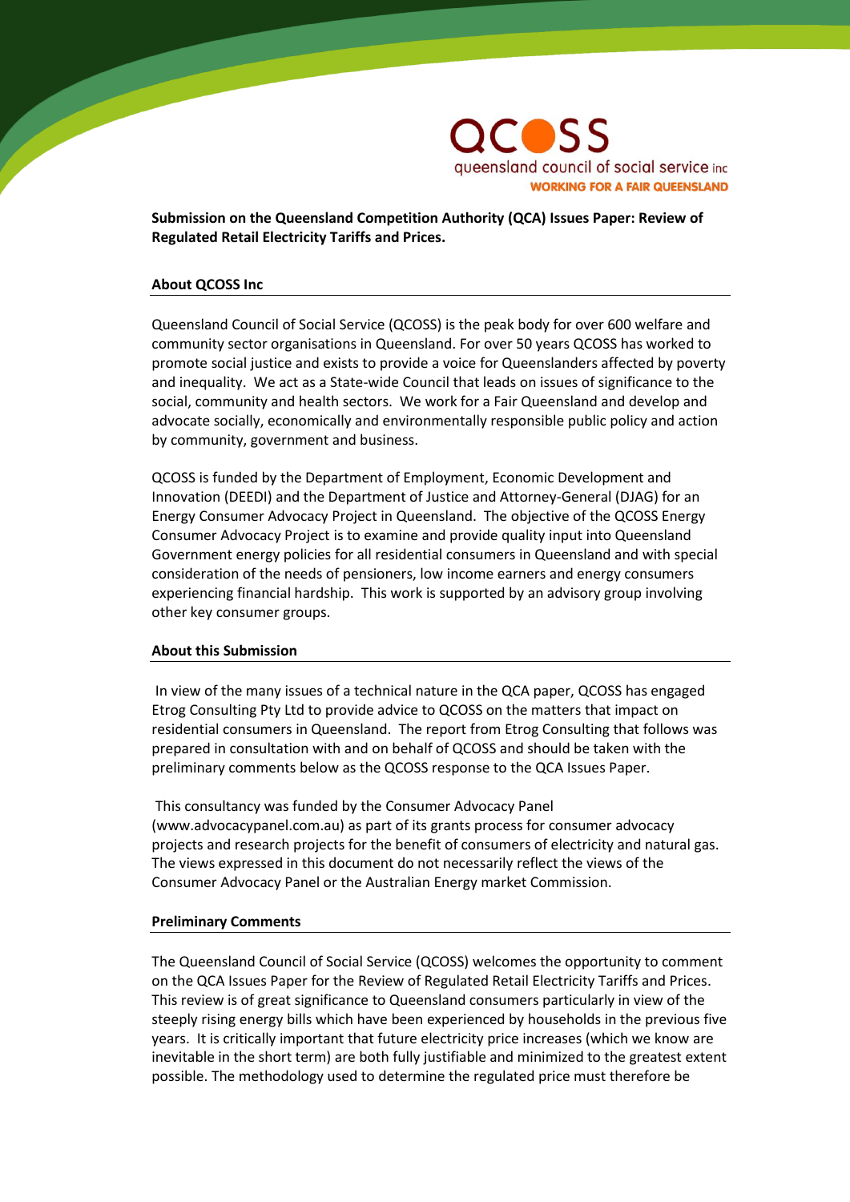QCOSS

queensland council of social service inc

WORKING FOR A FAIR QUEENSLAND

**Submission on the Queensland Competition Authority (QCA) Issues Paper: Review of Regulated Retail Electricity Tariffs and Prices.**

## About QCOSS Inc

Queensland Council of Social Service (QCOSS) is the peak body for over 600 welfare and community sector organisations in Queensland. For over 50 years QCOSS has worked to promote social justice and exists to provide a voice for Queenslanders affected by poverty and inequality. We act as a State-wide Council that leads on issues of significance to the social, community and health sectors. We work for a Fair Queensland and develop and advocate socially, economically and environmentally responsible public policy and action by community, government and business.

QCOSS is funded by the Department of Employment, Economic Development and Innovation (DEEDI) and the Department of Justice and Attorney-General (DJAG) for an Energy Consumer Advocacy Project in Queensland. The objective of the QCOSS Energy Consumer Advocacy Project is to examine and provide quality input into Queensland Government energy policies for all residential consumers in Queensland and with special consideration of the needs of pensioners, low income earners and energy consumers experiencing financial hardship. This work is supported by an advisory group involving other key consumer groups.

## About this Submission

In view of the many issues of a technical nature in the QCA paper, QCOSS has engaged Etrog Consulting Pty Ltd to provide advice to QCOSS on the matters that impact on residential consumers in Queensland. The report from Etrog Consulting that follows was prepared in consultation with and on behalf of QCOSS and should be taken with the preliminary comments below as the QCOSS response to the QCA Issues Paper.

This consultancy was funded by the Consumer Advocacy Panel (www.advocacypanel.com.au) as part of its grants process for consumer advocacy projects and research projects for the benefit of consumers of electricity and natural gas. The views expressed in this document do not necessarily reflect the views of the Consumer Advocacy Panel or the Australian Energy market Commission.

## Preliminary Comments

The Queensland Council of Social Service (QCOSS) welcomes the opportunity to comment on the QCA Issues Paper for the Review of Regulated Retail Electricity Tariffs and Prices. This review is of great significance to Queensland consumers particularly in view of the steeply rising energy bills which have been experienced by households in the previous five years. It is critically important that future electricity price increases (which we know are inevitable in the short term) are both fully justifiable and minimized to the greatest extent possible. The methodology used to determine the regulated price must therefore be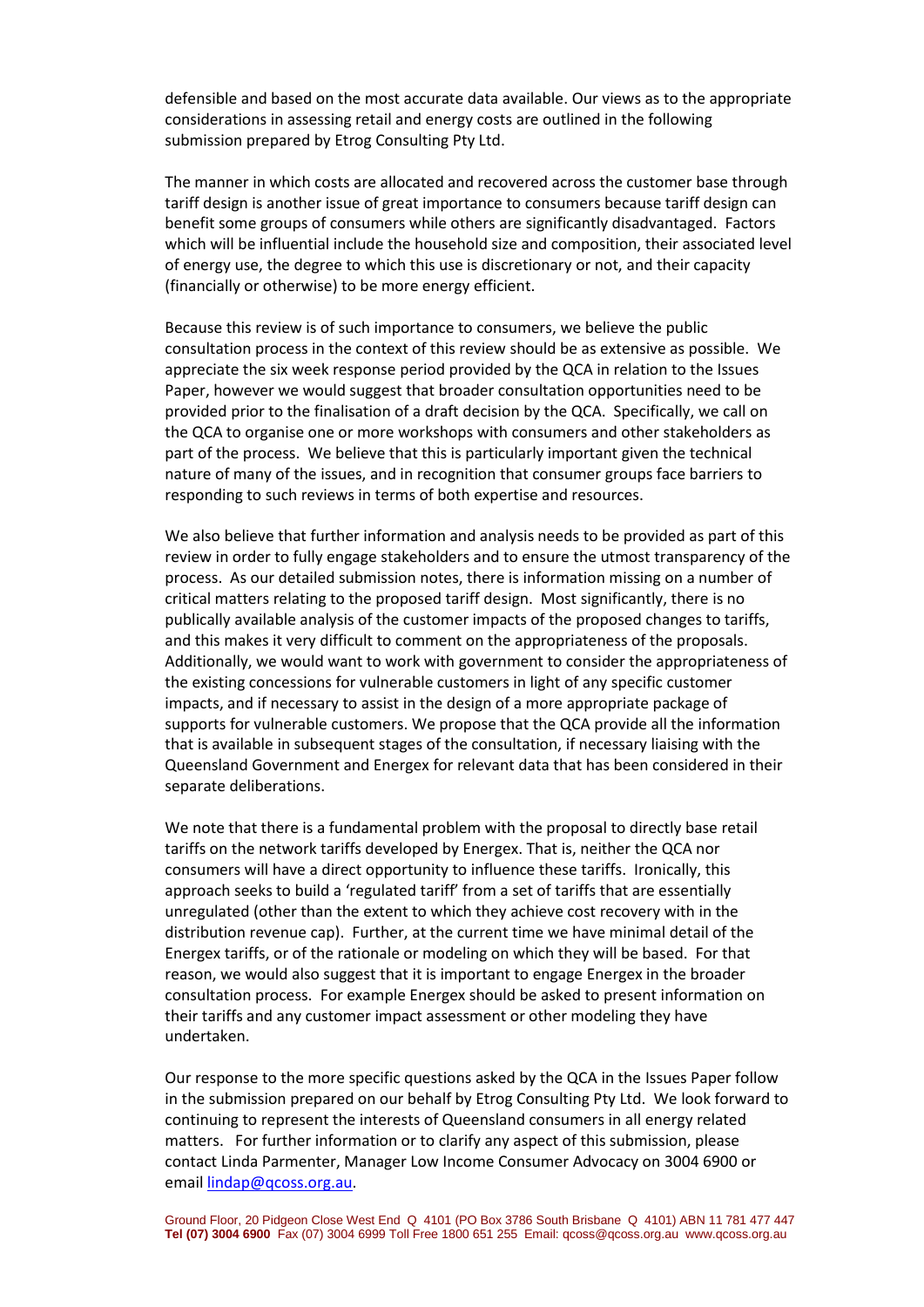defensible and based on the most accurate data available. Our views as to the appropriate considerations in assessing retail and energy costs are outlined in the following submission prepared by Etrog Consulting Pty Ltd.

The manner in which costs are allocated and recovered across the customer base through tariff design is another issue of great importance to consumers because tariff design can benefit some groups of consumers while others are significantly disadvantaged. Factors which will be influential include the household size and composition, their associated level of energy use, the degree to which this use is discretionary or not, and their capacity (financially or otherwise) to be more energy efficient.

Because this review is of such importance to consumers, we believe the public consultation process in the context of this review should be as extensive as possible. We appreciate the six week response period provided by the QCA in relation to the Issues Paper, however we would suggest that broader consultation opportunities need to be provided prior to the finalisation of a draft decision by the QCA. Specifically, we call on the QCA to organise one or more workshops with consumers and other stakeholders as part of the process. We believe that this is particularly important given the technical nature of many of the issues, and in recognition that consumer groups face barriers to responding to such reviews in terms of both expertise and resources.

We also believe that further information and analysis needs to be provided as part of this review in order to fully engage stakeholders and to ensure the utmost transparency of the process. As our detailed submission notes, there is information missing on a number of critical matters relating to the proposed tariff design. Most significantly, there is no publically available analysis of the customer impacts of the proposed changes to tariffs, and this makes it very difficult to comment on the appropriateness of the proposals. Additionally, we would want to work with government to consider the appropriateness of the existing concessions for vulnerable customers in light of any specific customer impacts, and if necessary to assist in the design of a more appropriate package of supports for vulnerable customers. We propose that the QCA provide all the information that is available in subsequent stages of the consultation, if necessary liaising with the Queensland Government and Energex for relevant data that has been considered in their separate deliberations.

We note that there is a fundamental problem with the proposal to directly base retail tariffs on the network tariffs developed by Energex. That is, neither the QCA nor consumers will have a direct opportunity to influence these tariffs. Ironically, this approach seeks to build a 'regulated tariff' from a set of tariffs that are essentially unregulated (other than the extent to which they achieve cost recovery with in the distribution revenue cap). Further, at the current time we have minimal detail of the Energex tariffs, or of the rationale or modeling on which they will be based. For that reason, we would also suggest that it is important to engage Energex in the broader consultation process. For example Energex should be asked to present information on their tariffs and any customer impact assessment or other modeling they have undertaken.

Our response to the more specific questions asked by the QCA in the Issues Paper follow in the submission prepared on our behalf by Etrog Consulting Pty Ltd. We look forward to continuing to represent the interests of Queensland consumers in all energy related matters. For further information or to clarify any aspect of this submission, please contact Linda Parmenter, Manager Low Income Consumer Advocacy on 3004 6900 or email lindap@qcoss.org.au.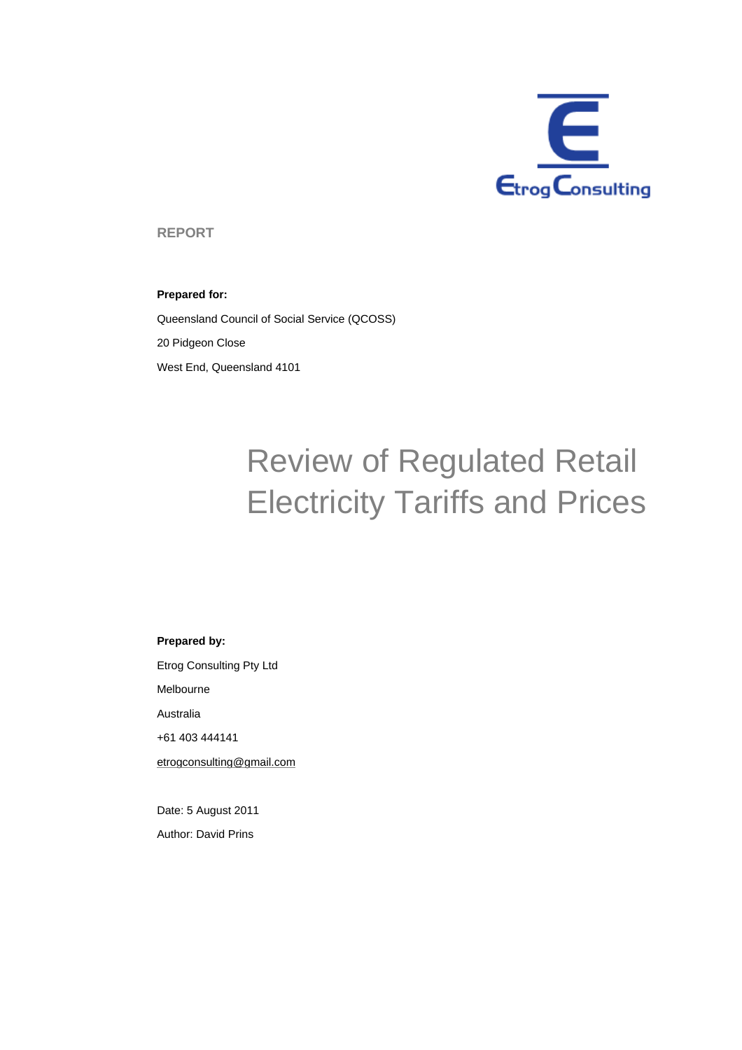Etrog Consulting

REPORT

**Prepared for:**

Queensland Council of Social Service (QCOSS)

20 Pidgeon Close

West End, Queensland 4101

# Review of Regulated Retail Electricity Tariffs and Prices

**Prepared by:**

Etrog Consulting Pty Ltd

Melbourne

Australia

+61 403 444141

etrogconsulting@gmail.com

Date: 5 August 2011

Author: David Prins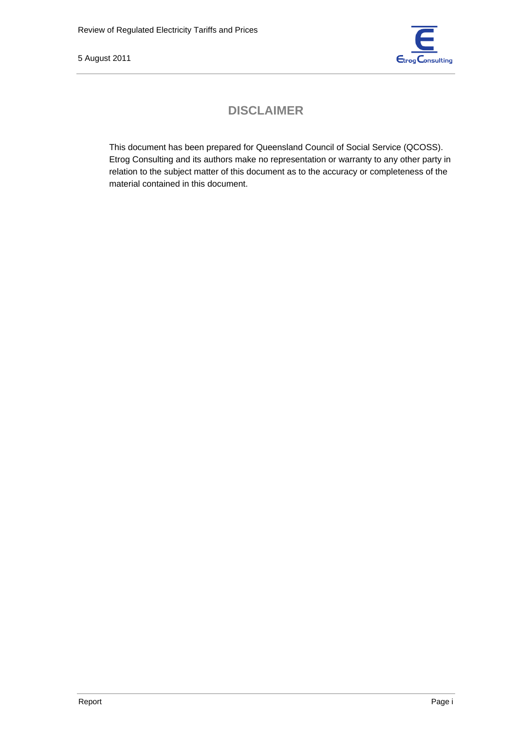# DISCLAIMER

This document has been prepared for Queensland Council of Social Service (QCOSS). Etrog Consulting and its authors make no representation or warranty to any other party in relation to the subject matter of this document as to the accuracy or completeness of the material contained in this document.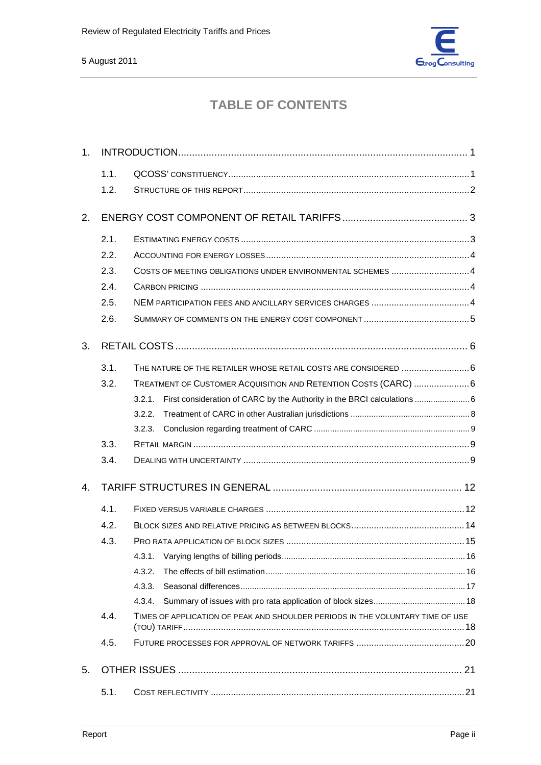# TABLE OF CONTENTS

1. INTRODUCTION ..... 1
   - 1.1. QCOSS' CONSTITUENCY ..... 1
   - 1.2. STRUCTURE OF THIS REPORT ..... 2
2. ENERGY COST COMPONENT OF RETAIL TARIFFS ..... 3
   - 2.1. ESTIMATING ENERGY COSTS ..... 3
   - 2.2. ACCOUNTING FOR ENERGY LOSSES ..... 4
   - 2.3. COSTS OF MEETING OBLIGATIONS UNDER ENVIRONMENTAL SCHEMES ..... 4
   - 2.4. CARBON PRICING ..... 4
   - 2.5. NEM PARTICIPATION FEES AND ANCILLARY SERVICES CHARGES ..... 4
   - 2.6. SUMMARY OF COMMENTS ON THE ENERGY COST COMPONENT ..... 5
3. RETAIL COSTS ..... 6
   - 3.1. THE NATURE OF THE RETAILER WHOSE RETAIL COSTS ARE CONSIDERED ..... 6
   - 3.2. TREATMENT OF CUSTOMER ACQUISITION AND RETENTION COSTS (CARC) ..... 6
     - 3.2.1. First consideration of CARC by the Authority in the BRCI calculations ..... 6
     - 3.2.2. Treatment of CARC in other Australian jurisdictions ..... 8
     - 3.2.3. Conclusion regarding treatment of CARC ..... 9
   - 3.3. RETAIL MARGIN ..... 9
   - 3.4. DEALING WITH UNCERTAINTY ..... 9
4. TARIFF STRUCTURES IN GENERAL ..... 12
   - 4.1. FIXED VERSUS VARIABLE CHARGES ..... 12
   - 4.2. BLOCK SIZES AND RELATIVE PRICING AS BETWEEN BLOCKS ..... 14
   - 4.3. PRO RATA APPLICATION OF BLOCK SIZES ..... 15
     - 4.3.1. Varying lengths of billing periods ..... 16
     - 4.3.2. The effects of bill estimation ..... 16
     - 4.3.3. Seasonal differences ..... 17
     - 4.3.4. Summary of issues with pro rata application of block sizes ..... 18
   - 4.4. TIMES OF APPLICATION OF PEAK AND SHOULDER PERIODS IN THE VOLUNTARY TIME OF USE (TOU) TARIFF ..... 18
   - 4.5. FUTURE PROCESSES FOR APPROVAL OF NETWORK TARIFFS ..... 20
5. OTHER ISSUES ..... 21
   - 5.1. COST REFLECTIVITY ..... 21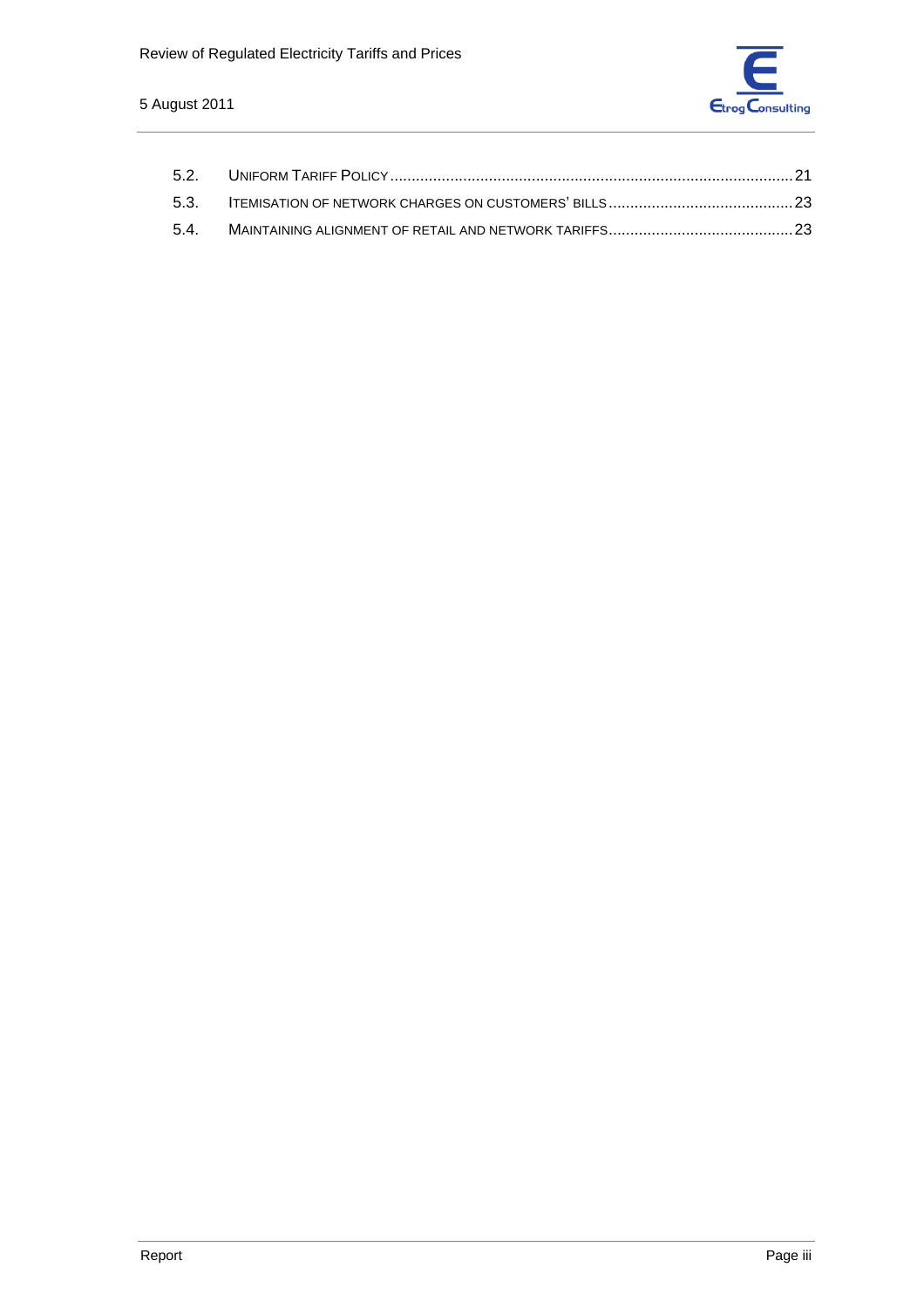5.2. UNIFORM TARIFF POLICY ............................................................................................ 21
5.3. ITEMISATION OF NETWORK CHARGES ON CUSTOMERS' BILLS ............................................ 23
5.4. MAINTAINING ALIGNMENT OF RETAIL AND NETWORK TARIFFS ............................................ 23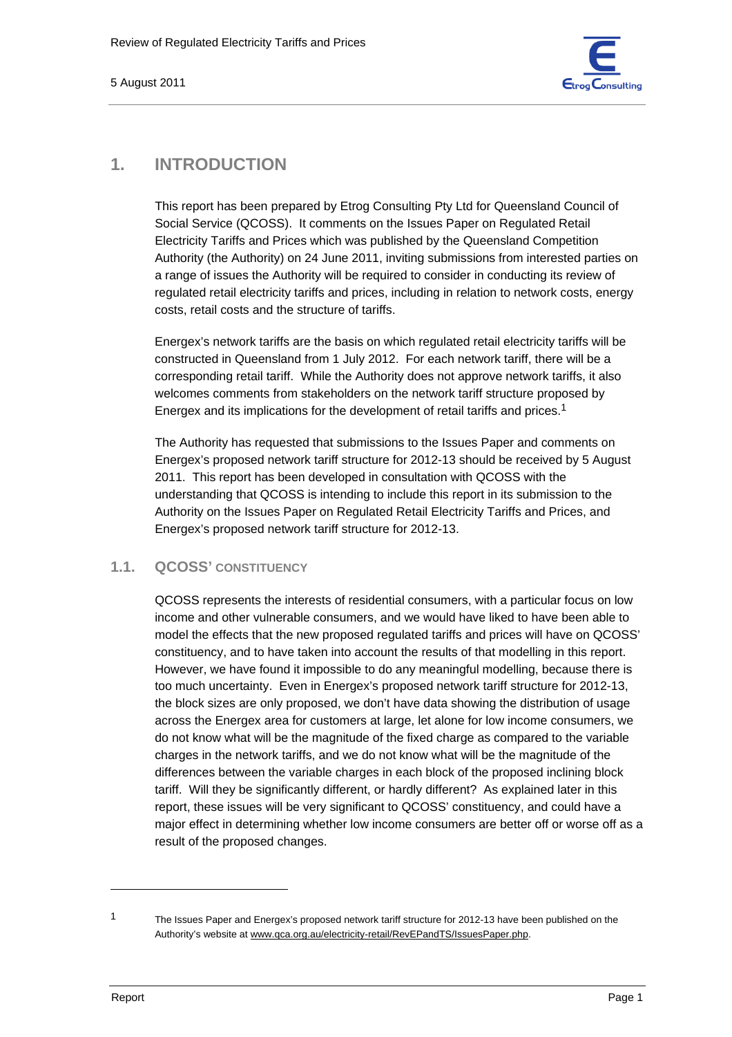# 1. INTRODUCTION

This report has been prepared by Etrog Consulting Pty Ltd for Queensland Council of Social Service (QCOSS). It comments on the Issues Paper on Regulated Retail Electricity Tariffs and Prices which was published by the Queensland Competition Authority (the Authority) on 24 June 2011, inviting submissions from interested parties on a range of issues the Authority will be required to consider in conducting its review of regulated retail electricity tariffs and prices, including in relation to network costs, energy costs, retail costs and the structure of tariffs.

Energex's network tariffs are the basis on which regulated retail electricity tariffs will be constructed in Queensland from 1 July 2012. For each network tariff, there will be a corresponding retail tariff. While the Authority does not approve network tariffs, it also welcomes comments from stakeholders on the network tariff structure proposed by Energex and its implications for the development of retail tariffs and prices.[1]

The Authority has requested that submissions to the Issues Paper and comments on Energex's proposed network tariff structure for 2012-13 should be received by 5 August 2011. This report has been developed in consultation with QCOSS with the understanding that QCOSS is intending to include this report in its submission to the Authority on the Issues Paper on Regulated Retail Electricity Tariffs and Prices, and Energex's proposed network tariff structure for 2012-13.

## 1.1. QCOSS' CONSTITUENCY

QCOSS represents the interests of residential consumers, with a particular focus on low income and other vulnerable consumers, and we would have liked to have been able to model the effects that the new proposed regulated tariffs and prices will have on QCOSS' constituency, and to have taken into account the results of that modelling in this report. However, we have found it impossible to do any meaningful modelling, because there is too much uncertainty. Even in Energex's proposed network tariff structure for 2012-13, the block sizes are only proposed, we don't have data showing the distribution of usage across the Energex area for customers at large, let alone for low income consumers, we do not know what will be the magnitude of the fixed charge as compared to the variable charges in the network tariffs, and we do not know what will be the magnitude of the differences between the variable charges in each block of the proposed inclining block tariff. Will they be significantly different, or hardly different? As explained later in this report, these issues will be very significant to QCOSS' constituency, and could have a major effect in determining whether low income consumers are better off or worse off as a result of the proposed changes.

---

[1] The Issues Paper and Energex's proposed network tariff structure for 2012-13 have been published on the Authority's website at www.qca.org.au/electricity-retail/RevEPandTS/IssuesPaper.php.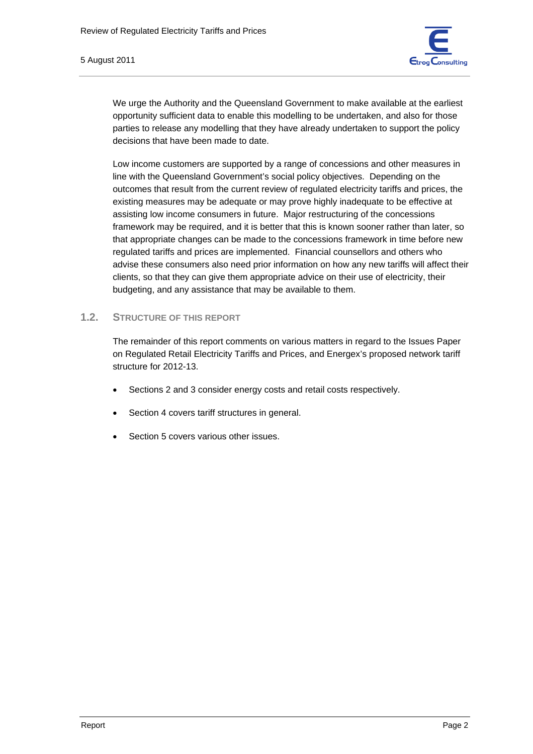We urge the Authority and the Queensland Government to make available at the earliest opportunity sufficient data to enable this modelling to be undertaken, and also for those parties to release any modelling that they have already undertaken to support the policy decisions that have been made to date.

Low income customers are supported by a range of concessions and other measures in line with the Queensland Government's social policy objectives. Depending on the outcomes that result from the current review of regulated electricity tariffs and prices, the existing measures may be adequate or may prove highly inadequate to be effective at assisting low income consumers in future. Major restructuring of the concessions framework may be required, and it is better that this is known sooner rather than later, so that appropriate changes can be made to the concessions framework in time before new regulated tariffs and prices are implemented. Financial counsellors and others who advise these consumers also need prior information on how any new tariffs will affect their clients, so that they can give them appropriate advice on their use of electricity, their budgeting, and any assistance that may be available to them.

## 1.2. STRUCTURE OF THIS REPORT

The remainder of this report comments on various matters in regard to the Issues Paper on Regulated Retail Electricity Tariffs and Prices, and Energex's proposed network tariff structure for 2012-13.

- Sections 2 and 3 consider energy costs and retail costs respectively.
- Section 4 covers tariff structures in general.
- Section 5 covers various other issues.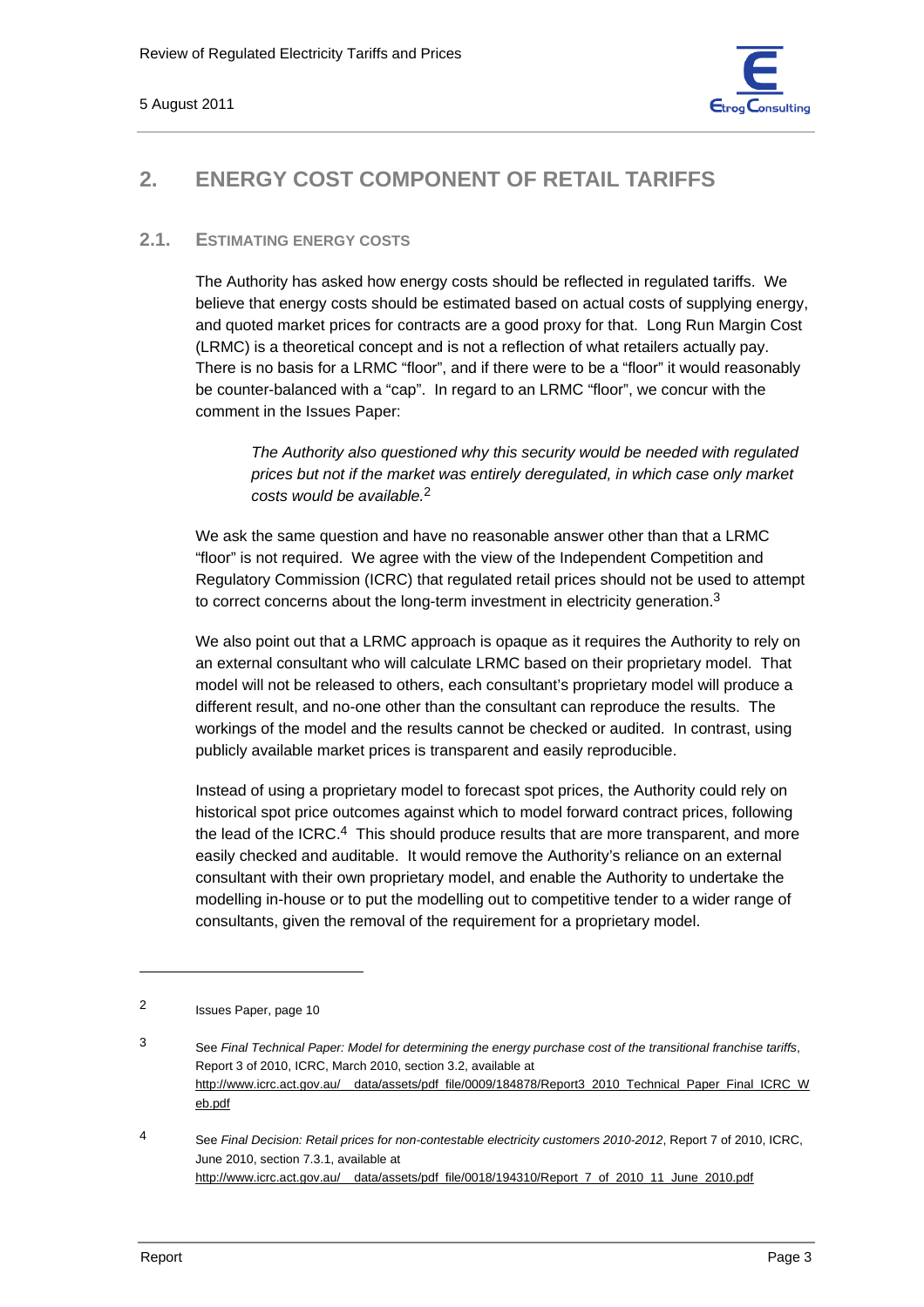## 2. ENERGY COST COMPONENT OF RETAIL TARIFFS

### 2.1. ESTIMATING ENERGY COSTS

The Authority has asked how energy costs should be reflected in regulated tariffs. We believe that energy costs should be estimated based on actual costs of supplying energy, and quoted market prices for contracts are a good proxy for that. Long Run Margin Cost (LRMC) is a theoretical concept and is not a reflection of what retailers actually pay. There is no basis for a LRMC "floor", and if there were to be a "floor" it would reasonably be counter-balanced with a "cap". In regard to an LRMC "floor", we concur with the comment in the Issues Paper:

> *The Authority also questioned why this security would be needed with regulated prices but not if the market was entirely deregulated, in which case only market costs would be available.*[2]

We ask the same question and have no reasonable answer other than that a LRMC "floor" is not required. We agree with the view of the Independent Competition and Regulatory Commission (ICRC) that regulated retail prices should not be used to attempt to correct concerns about the long-term investment in electricity generation.[3]

We also point out that a LRMC approach is opaque as it requires the Authority to rely on an external consultant who will calculate LRMC based on their proprietary model. That model will not be released to others, each consultant's proprietary model will produce a different result, and no-one other than the consultant can reproduce the results. The workings of the model and the results cannot be checked or audited. In contrast, using publicly available market prices is transparent and easily reproducible.

Instead of using a proprietary model to forecast spot prices, the Authority could rely on historical spot price outcomes against which to model forward contract prices, following the lead of the ICRC.[4] This should produce results that are more transparent, and more easily checked and auditable. It would remove the Authority's reliance on an external consultant with their own proprietary model, and enable the Authority to undertake the modelling in-house or to put the modelling out to competitive tender to a wider range of consultants, given the removal of the requirement for a proprietary model.

---

2 Issues Paper, page 10

3 See *Final Technical Paper: Model for determining the energy purchase cost of the transitional franchise tariffs*, Report 3 of 2010, ICRC, March 2010, section 3.2, available at http://www.icrc.act.gov.au/__data/assets/pdf_file/0009/184878/Report3_2010_Technical_Paper_Final_ICRC_Web.pdf

4 See *Final Decision: Retail prices for non-contestable electricity customers 2010-2012*, Report 7 of 2010, ICRC, June 2010, section 7.3.1, available at http://www.icrc.act.gov.au/__data/assets/pdf_file/0018/194310/Report_7_of_2010_11_June_2010.pdf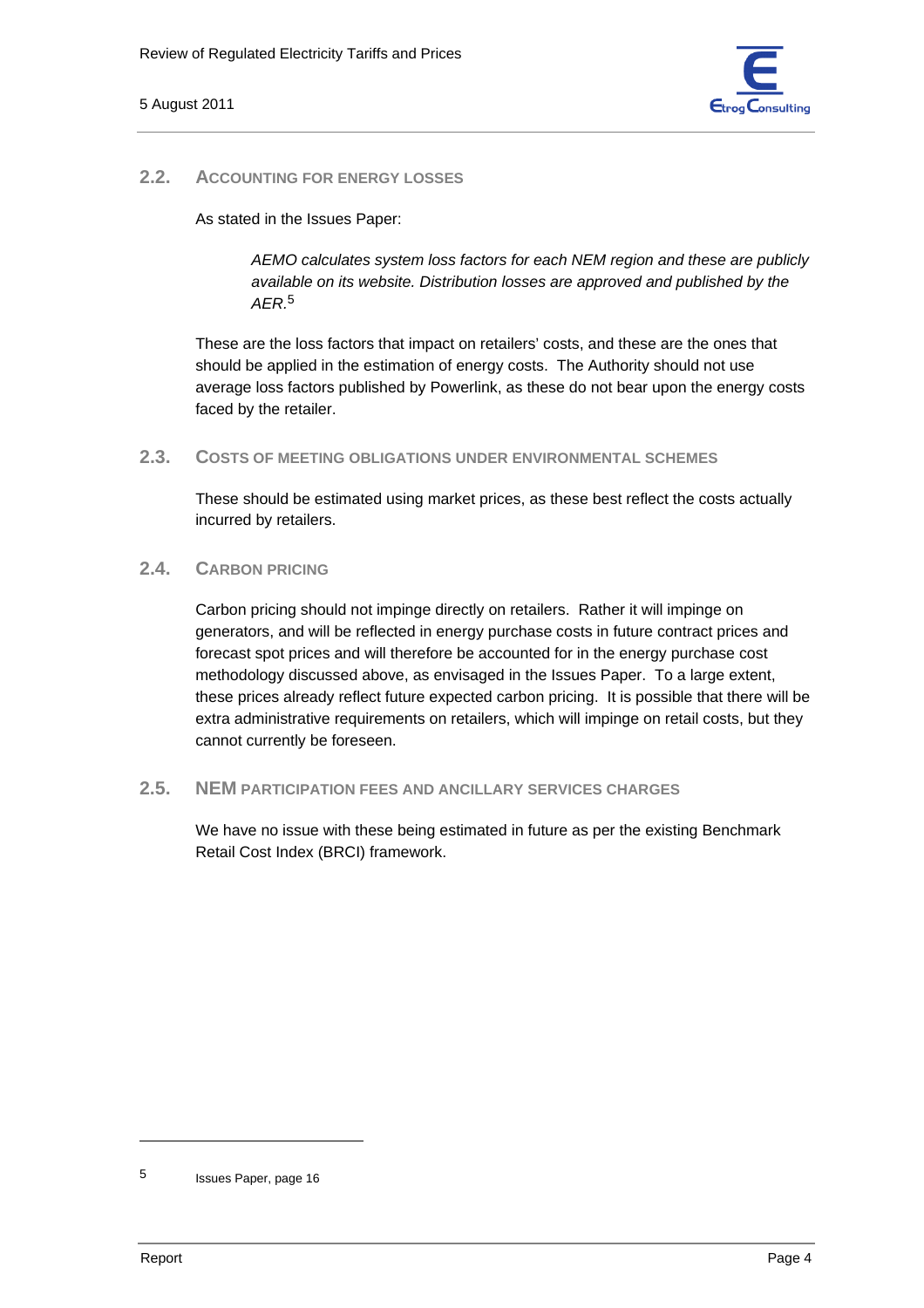### 2.2. ACCOUNTING FOR ENERGY LOSSES

As stated in the Issues Paper:

> *AEMO calculates system loss factors for each NEM region and these are publicly available on its website. Distribution losses are approved and published by the AER.*[5]

These are the loss factors that impact on retailers' costs, and these are the ones that should be applied in the estimation of energy costs. The Authority should not use average loss factors published by Powerlink, as these do not bear upon the energy costs faced by the retailer.

### 2.3. COSTS OF MEETING OBLIGATIONS UNDER ENVIRONMENTAL SCHEMES

These should be estimated using market prices, as these best reflect the costs actually incurred by retailers.

### 2.4. CARBON PRICING

Carbon pricing should not impinge directly on retailers. Rather it will impinge on generators, and will be reflected in energy purchase costs in future contract prices and forecast spot prices and will therefore be accounted for in the energy purchase cost methodology discussed above, as envisaged in the Issues Paper. To a large extent, these prices already reflect future expected carbon pricing. It is possible that there will be extra administrative requirements on retailers, which will impinge on retail costs, but they cannot currently be foreseen.

### 2.5. NEM PARTICIPATION FEES AND ANCILLARY SERVICES CHARGES

We have no issue with these being estimated in future as per the existing Benchmark Retail Cost Index (BRCI) framework.

---

[5] Issues Paper, page 16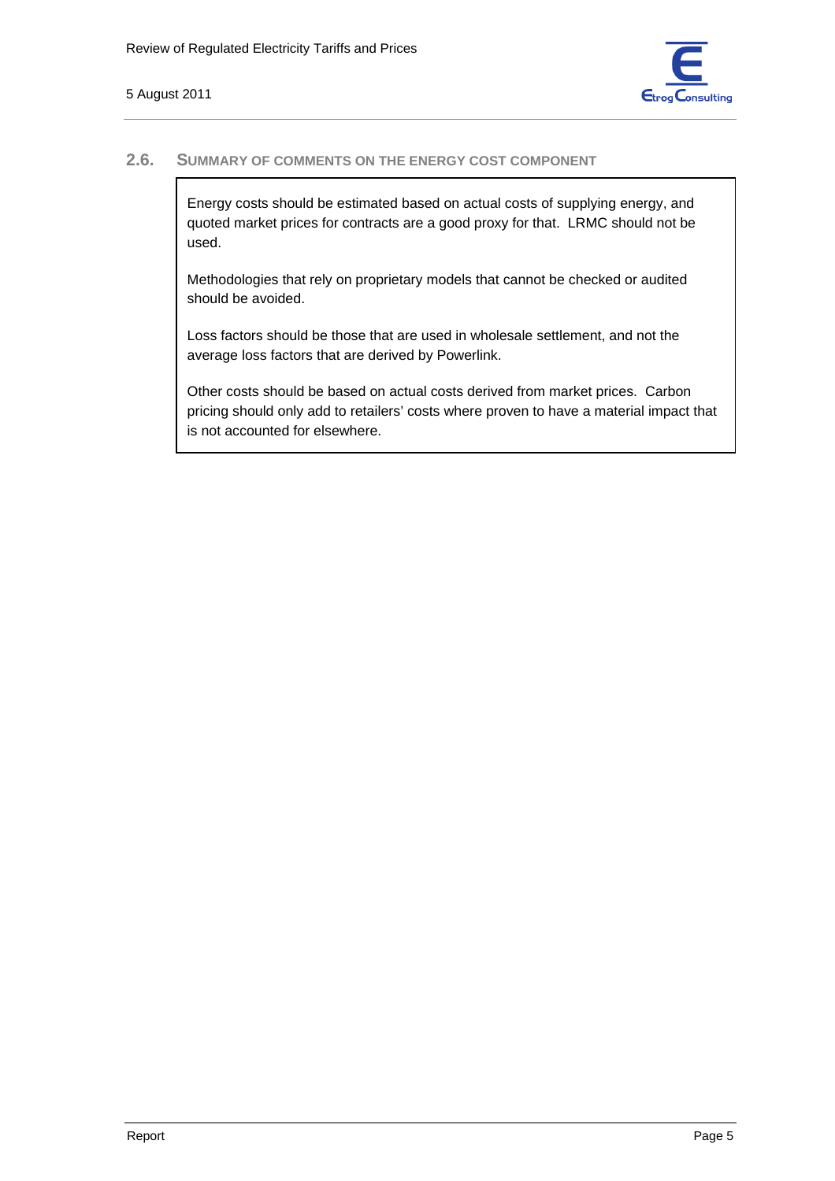## 2.6. Summary of Comments on the Energy Cost Component

Energy costs should be estimated based on actual costs of supplying energy, and quoted market prices for contracts are a good proxy for that. LRMC should not be used.

Methodologies that rely on proprietary models that cannot be checked or audited should be avoided.

Loss factors should be those that are used in wholesale settlement, and not the average loss factors that are derived by Powerlink.

Other costs should be based on actual costs derived from market prices. Carbon pricing should only add to retailers' costs where proven to have a material impact that is not accounted for elsewhere.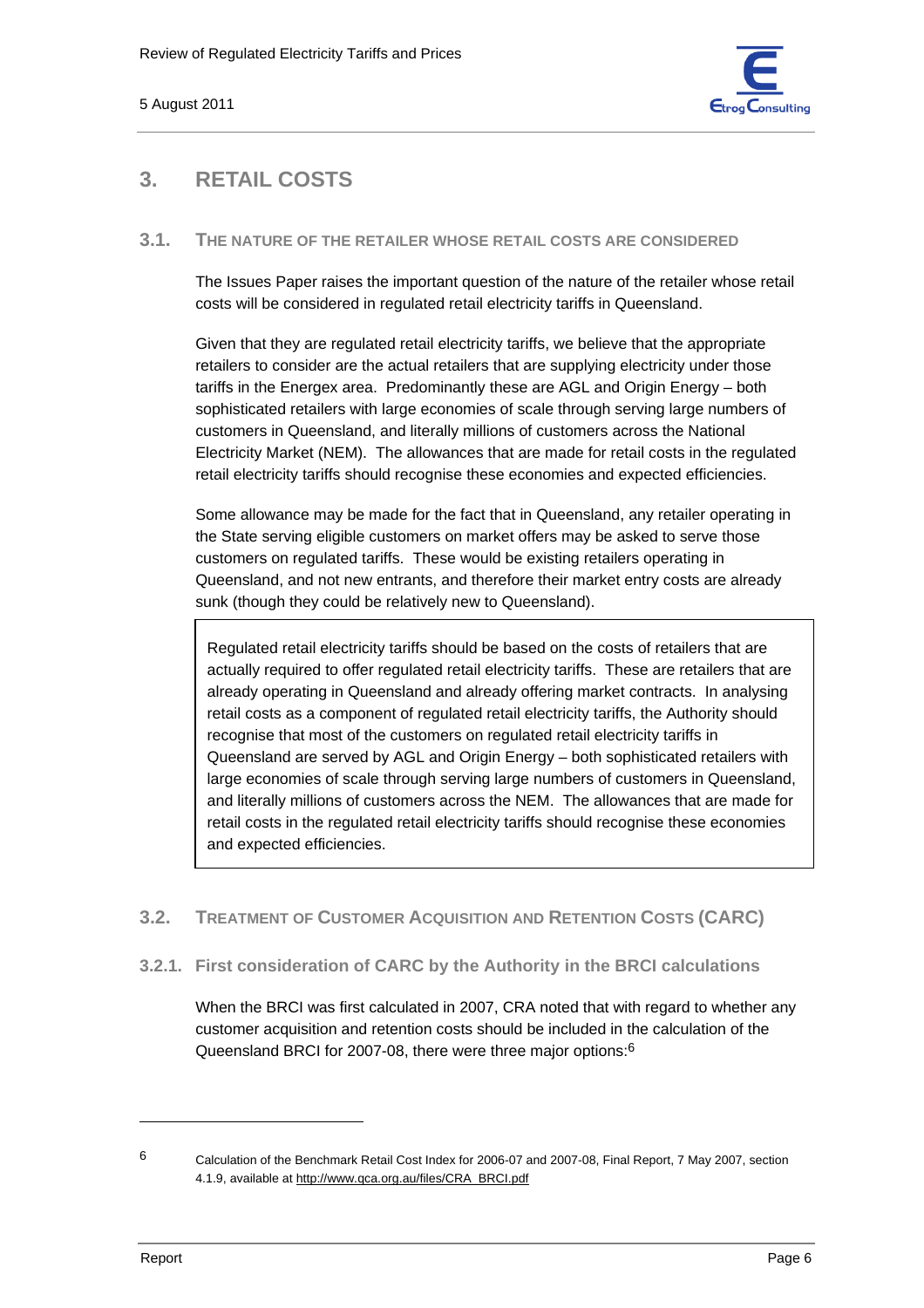# 3. RETAIL COSTS

## 3.1. THE NATURE OF THE RETAILER WHOSE RETAIL COSTS ARE CONSIDERED

The Issues Paper raises the important question of the nature of the retailer whose retail costs will be considered in regulated retail electricity tariffs in Queensland.

Given that they are regulated retail electricity tariffs, we believe that the appropriate retailers to consider are the actual retailers that are supplying electricity under those tariffs in the Energex area. Predominantly these are AGL and Origin Energy – both sophisticated retailers with large economies of scale through serving large numbers of customers in Queensland, and literally millions of customers across the National Electricity Market (NEM). The allowances that are made for retail costs in the regulated retail electricity tariffs should recognise these economies and expected efficiencies.

Some allowance may be made for the fact that in Queensland, any retailer operating in the State serving eligible customers on market offers may be asked to serve those customers on regulated tariffs. These would be existing retailers operating in Queensland, and not new entrants, and therefore their market entry costs are already sunk (though they could be relatively new to Queensland).

> Regulated retail electricity tariffs should be based on the costs of retailers that are actually required to offer regulated retail electricity tariffs. These are retailers that are already operating in Queensland and already offering market contracts. In analysing retail costs as a component of regulated retail electricity tariffs, the Authority should recognise that most of the customers on regulated retail electricity tariffs in Queensland are served by AGL and Origin Energy – both sophisticated retailers with large economies of scale through serving large numbers of customers in Queensland, and literally millions of customers across the NEM. The allowances that are made for retail costs in the regulated retail electricity tariffs should recognise these economies and expected efficiencies.

## 3.2. TREATMENT OF CUSTOMER ACQUISITION AND RETENTION COSTS (CARC)

### 3.2.1. First consideration of CARC by the Authority in the BRCI calculations

When the BRCI was first calculated in 2007, CRA noted that with regard to whether any customer acquisition and retention costs should be included in the calculation of the Queensland BRCI for 2007-08, there were three major options:[6]

[6] Calculation of the Benchmark Retail Cost Index for 2006-07 and 2007-08, Final Report, 7 May 2007, section 4.1.9, available at http://www.qca.org.au/files/CRA_BRCI.pdf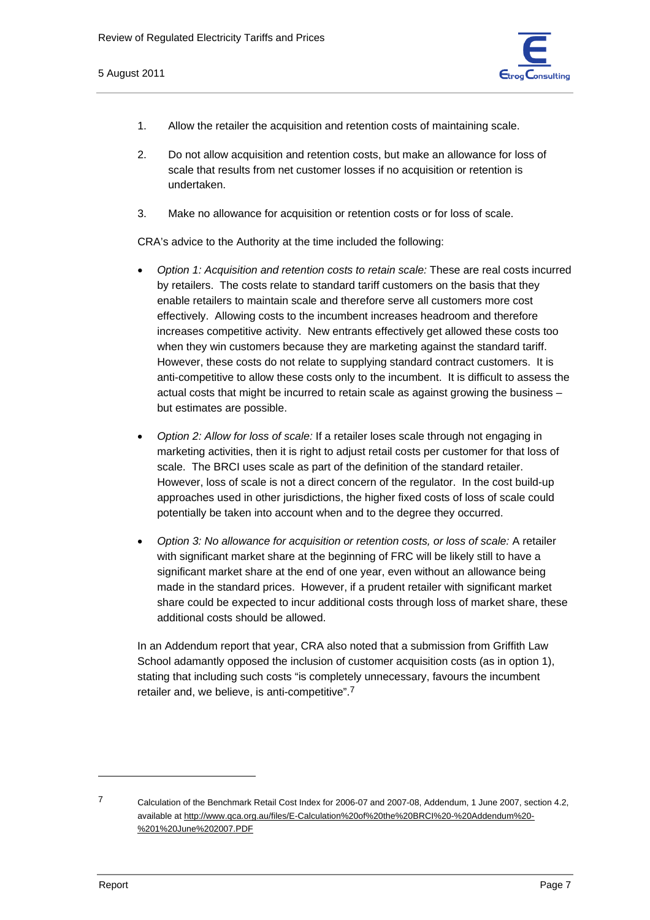1. Allow the retailer the acquisition and retention costs of maintaining scale.

2. Do not allow acquisition and retention costs, but make an allowance for loss of scale that results from net customer losses if no acquisition or retention is undertaken.

3. Make no allowance for acquisition or retention costs or for loss of scale.

CRA's advice to the Authority at the time included the following:

- *Option 1: Acquisition and retention costs to retain scale:* These are real costs incurred by retailers. The costs relate to standard tariff customers on the basis that they enable retailers to maintain scale and therefore serve all customers more cost effectively. Allowing costs to the incumbent increases headroom and therefore increases competitive activity. New entrants effectively get allowed these costs too when they win customers because they are marketing against the standard tariff. However, these costs do not relate to supplying standard contract customers. It is anti-competitive to allow these costs only to the incumbent. It is difficult to assess the actual costs that might be incurred to retain scale as against growing the business – but estimates are possible.

- *Option 2: Allow for loss of scale:* If a retailer loses scale through not engaging in marketing activities, then it is right to adjust retail costs per customer for that loss of scale. The BRCI uses scale as part of the definition of the standard retailer. However, loss of scale is not a direct concern of the regulator. In the cost build-up approaches used in other jurisdictions, the higher fixed costs of loss of scale could potentially be taken into account when and to the degree they occurred.

- *Option 3: No allowance for acquisition or retention costs, or loss of scale:* A retailer with significant market share at the beginning of FRC will be likely still to have a significant market share at the end of one year, even without an allowance being made in the standard prices. However, if a prudent retailer with significant market share could be expected to incur additional costs through loss of market share, these additional costs should be allowed.

In an Addendum report that year, CRA also noted that a submission from Griffith Law School adamantly opposed the inclusion of customer acquisition costs (as in option 1), stating that including such costs "is completely unnecessary, favours the incumbent retailer and, we believe, is anti-competitive".[7]

---

[7] Calculation of the Benchmark Retail Cost Index for 2006-07 and 2007-08, Addendum, 1 June 2007, section 4.2, available at http://www.qca.org.au/files/E-Calculation%20of%20the%20BRCI%20-%20Addendum%20-%201%20June%202007.PDF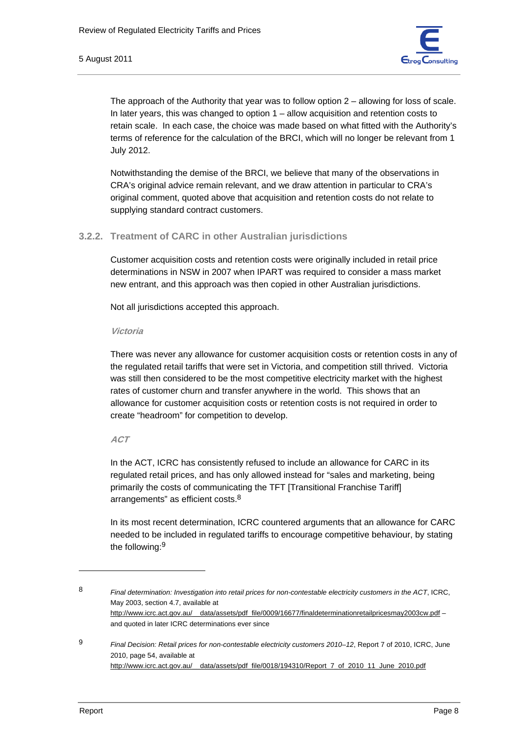The approach of the Authority that year was to follow option 2 – allowing for loss of scale. In later years, this was changed to option 1 – allow acquisition and retention costs to retain scale. In each case, the choice was made based on what fitted with the Authority's terms of reference for the calculation of the BRCI, which will no longer be relevant from 1 July 2012.

Notwithstanding the demise of the BRCI, we believe that many of the observations in CRA's original advice remain relevant, and we draw attention in particular to CRA's original comment, quoted above that acquisition and retention costs do not relate to supplying standard contract customers.

### 3.2.2. Treatment of CARC in other Australian jurisdictions

Customer acquisition costs and retention costs were originally included in retail price determinations in NSW in 2007 when IPART was required to consider a mass market new entrant, and this approach was then copied in other Australian jurisdictions.

Not all jurisdictions accepted this approach.

***Victoria***

There was never any allowance for customer acquisition costs or retention costs in any of the regulated retail tariffs that were set in Victoria, and competition still thrived. Victoria was still then considered to be the most competitive electricity market with the highest rates of customer churn and transfer anywhere in the world. This shows that an allowance for customer acquisition costs or retention costs is not required in order to create "headroom" for competition to develop.

***ACT***

In the ACT, ICRC has consistently refused to include an allowance for CARC in its regulated retail prices, and has only allowed instead for "sales and marketing, being primarily the costs of communicating the TFT [Transitional Franchise Tariff] arrangements" as efficient costs.[8]

In its most recent determination, ICRC countered arguments that an allowance for CARC needed to be included in regulated tariffs to encourage competitive behaviour, by stating the following:[9]

---

8 *Final determination: Investigation into retail prices for non-contestable electricity customers in the ACT*, ICRC, May 2003, section 4.7, available at http://www.icrc.act.gov.au/__data/assets/pdf_file/0009/16677/finaldeterminationretailpricesmay2003cw.pdf – and quoted in later ICRC determinations ever since

9 *Final Decision: Retail prices for non-contestable electricity customers 2010–12*, Report 7 of 2010, ICRC, June 2010, page 54, available at http://www.icrc.act.gov.au/__data/assets/pdf_file/0018/194310/Report_7_of_2010_11_June_2010.pdf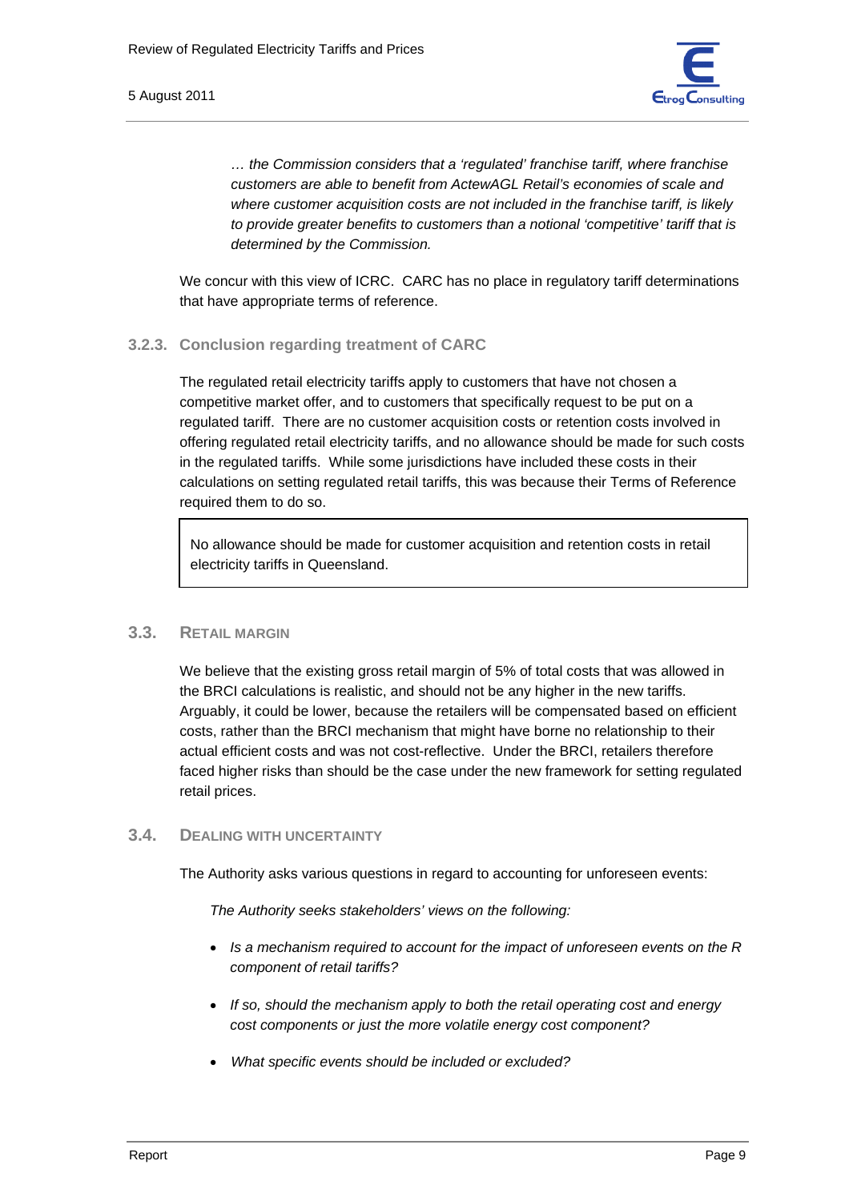> *… the Commission considers that a 'regulated' franchise tariff, where franchise customers are able to benefit from ActewAGL Retail's economies of scale and where customer acquisition costs are not included in the franchise tariff, is likely to provide greater benefits to customers than a notional 'competitive' tariff that is determined by the Commission.*

We concur with this view of ICRC. CARC has no place in regulatory tariff determinations that have appropriate terms of reference.

### 3.2.3. Conclusion regarding treatment of CARC

The regulated retail electricity tariffs apply to customers that have not chosen a competitive market offer, and to customers that specifically request to be put on a regulated tariff. There are no customer acquisition costs or retention costs involved in offering regulated retail electricity tariffs, and no allowance should be made for such costs in the regulated tariffs. While some jurisdictions have included these costs in their calculations on setting regulated retail tariffs, this was because their Terms of Reference required them to do so.

> No allowance should be made for customer acquisition and retention costs in retail electricity tariffs in Queensland.

## 3.3. Retail Margin

We believe that the existing gross retail margin of 5% of total costs that was allowed in the BRCI calculations is realistic, and should not be any higher in the new tariffs. Arguably, it could be lower, because the retailers will be compensated based on efficient costs, rather than the BRCI mechanism that might have borne no relationship to their actual efficient costs and was not cost-reflective. Under the BRCI, retailers therefore faced higher risks than should be the case under the new framework for setting regulated retail prices.

## 3.4. Dealing with Uncertainty

The Authority asks various questions in regard to accounting for unforeseen events:

> *The Authority seeks stakeholders' views on the following:*
>
> - *Is a mechanism required to account for the impact of unforeseen events on the R component of retail tariffs?*
> - *If so, should the mechanism apply to both the retail operating cost and energy cost components or just the more volatile energy cost component?*
> - *What specific events should be included or excluded?*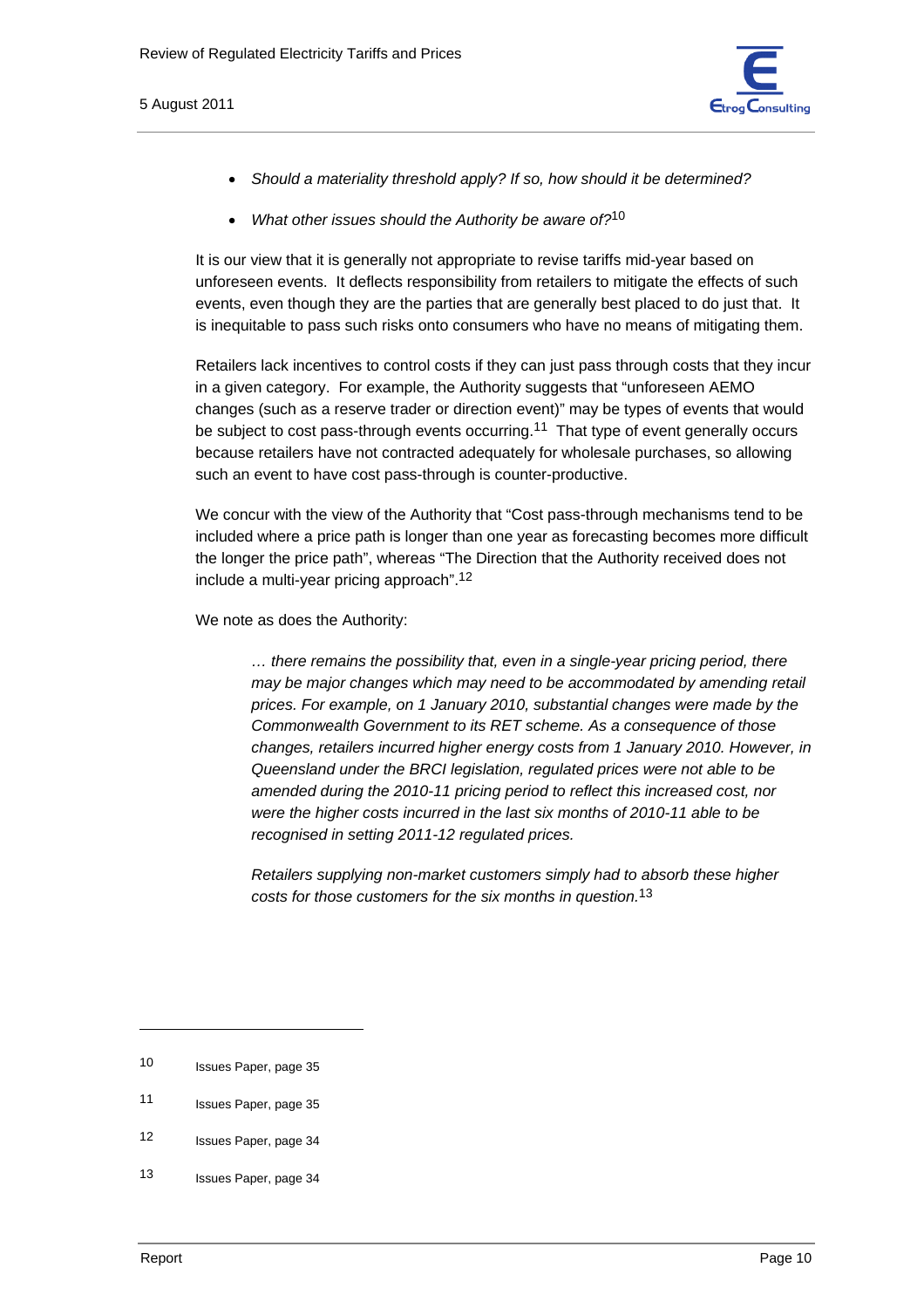- *Should a materiality threshold apply? If so, how should it be determined?*
- *What other issues should the Authority be aware of?*[10]

It is our view that it is generally not appropriate to revise tariffs mid-year based on unforeseen events. It deflects responsibility from retailers to mitigate the effects of such events, even though they are the parties that are generally best placed to do just that. It is inequitable to pass such risks onto consumers who have no means of mitigating them.

Retailers lack incentives to control costs if they can just pass through costs that they incur in a given category. For example, the Authority suggests that "unforeseen AEMO changes (such as a reserve trader or direction event)" may be types of events that would be subject to cost pass-through events occurring.[11] That type of event generally occurs because retailers have not contracted adequately for wholesale purchases, so allowing such an event to have cost pass-through is counter-productive.

We concur with the view of the Authority that "Cost pass-through mechanisms tend to be included where a price path is longer than one year as forecasting becomes more difficult the longer the price path", whereas "The Direction that the Authority received does not include a multi-year pricing approach".[12]

We note as does the Authority:

> *… there remains the possibility that, even in a single-year pricing period, there may be major changes which may need to be accommodated by amending retail prices. For example, on 1 January 2010, substantial changes were made by the Commonwealth Government to its RET scheme. As a consequence of those changes, retailers incurred higher energy costs from 1 January 2010. However, in Queensland under the BRCI legislation, regulated prices were not able to be amended during the 2010-11 pricing period to reflect this increased cost, nor were the higher costs incurred in the last six months of 2010-11 able to be recognised in setting 2011-12 regulated prices.*
>
> *Retailers supplying non-market customers simply had to absorb these higher costs for those customers for the six months in question.*[13]

---

[10] Issues Paper, page 35

[11] Issues Paper, page 35

[12] Issues Paper, page 34

[13] Issues Paper, page 34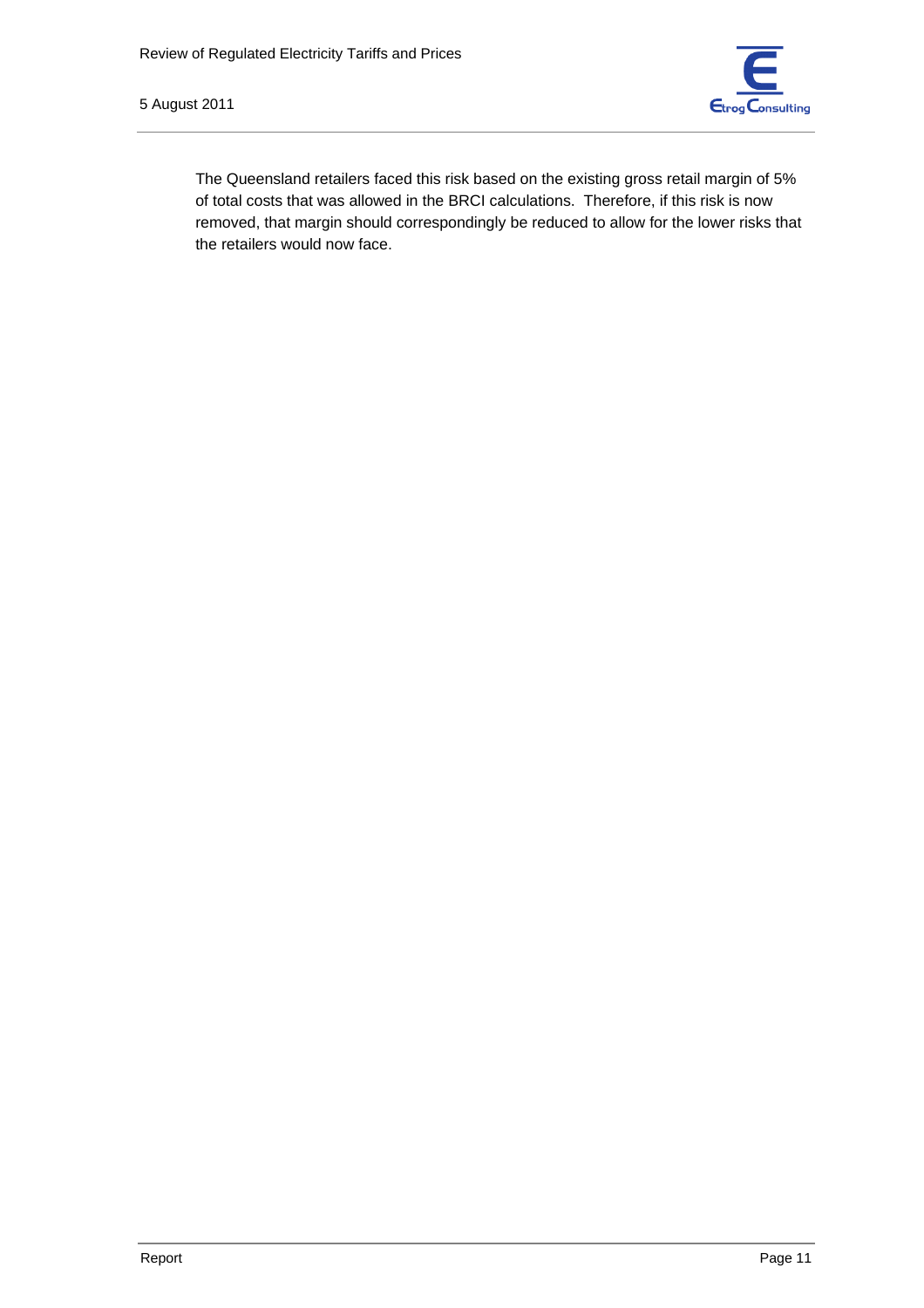The Queensland retailers faced this risk based on the existing gross retail margin of 5% of total costs that was allowed in the BRCI calculations. Therefore, if this risk is now removed, that margin should correspondingly be reduced to allow for the lower risks that the retailers would now face.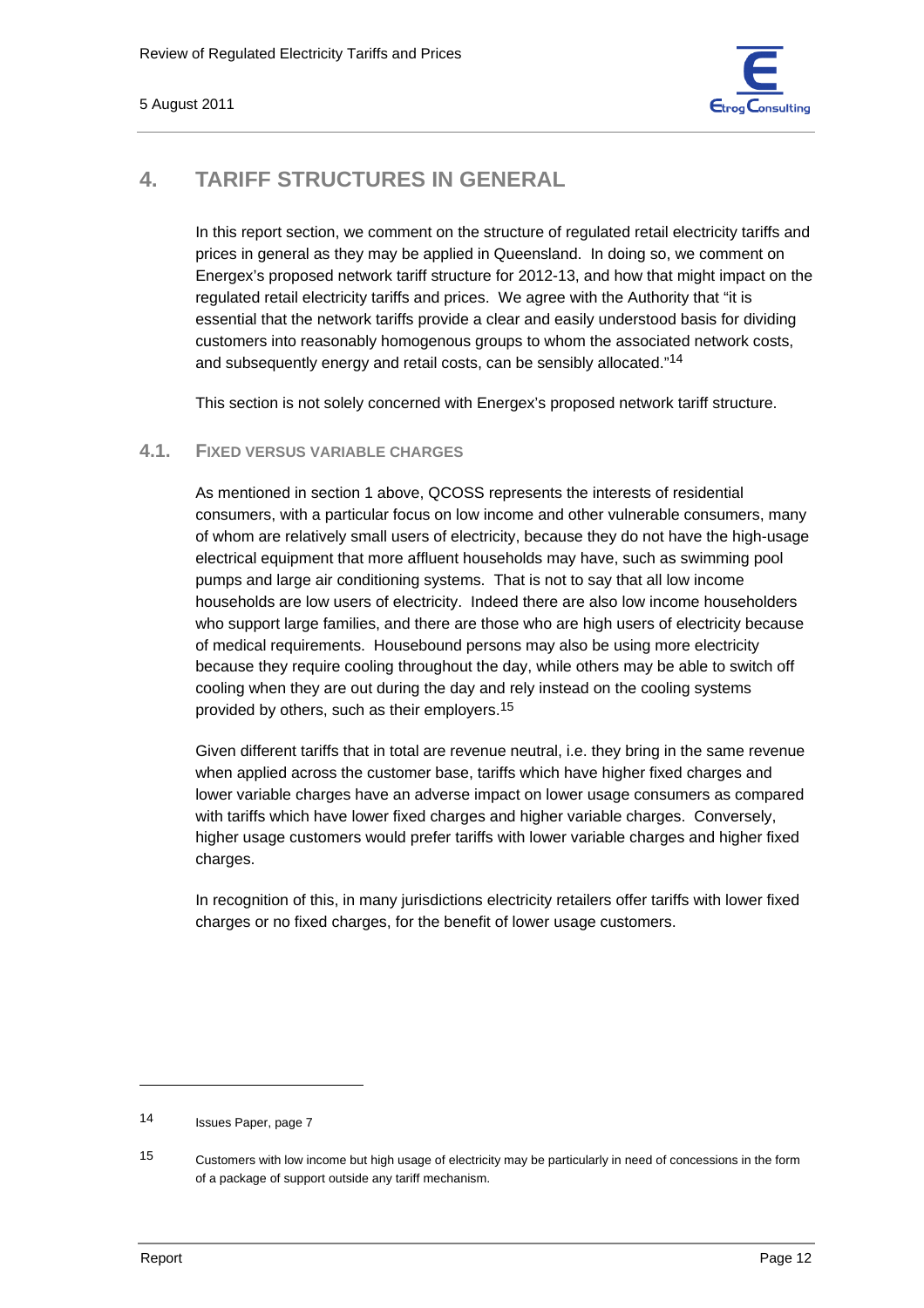# 4. TARIFF STRUCTURES IN GENERAL

In this report section, we comment on the structure of regulated retail electricity tariffs and prices in general as they may be applied in Queensland. In doing so, we comment on Energex's proposed network tariff structure for 2012-13, and how that might impact on the regulated retail electricity tariffs and prices. We agree with the Authority that "it is essential that the network tariffs provide a clear and easily understood basis for dividing customers into reasonably homogenous groups to whom the associated network costs, and subsequently energy and retail costs, can be sensibly allocated."[14]

This section is not solely concerned with Energex's proposed network tariff structure.

## 4.1. FIXED VERSUS VARIABLE CHARGES

As mentioned in section 1 above, QCOSS represents the interests of residential consumers, with a particular focus on low income and other vulnerable consumers, many of whom are relatively small users of electricity, because they do not have the high-usage electrical equipment that more affluent households may have, such as swimming pool pumps and large air conditioning systems. That is not to say that all low income households are low users of electricity. Indeed there are also low income householders who support large families, and there are those who are high users of electricity because of medical requirements. Housebound persons may also be using more electricity because they require cooling throughout the day, while others may be able to switch off cooling when they are out during the day and rely instead on the cooling systems provided by others, such as their employers.[15]

Given different tariffs that in total are revenue neutral, i.e. they bring in the same revenue when applied across the customer base, tariffs which have higher fixed charges and lower variable charges have an adverse impact on lower usage consumers as compared with tariffs which have lower fixed charges and higher variable charges. Conversely, higher usage customers would prefer tariffs with lower variable charges and higher fixed charges.

In recognition of this, in many jurisdictions electricity retailers offer tariffs with lower fixed charges or no fixed charges, for the benefit of lower usage customers.

---

[14] Issues Paper, page 7

[15] Customers with low income but high usage of electricity may be particularly in need of concessions in the form of a package of support outside any tariff mechanism.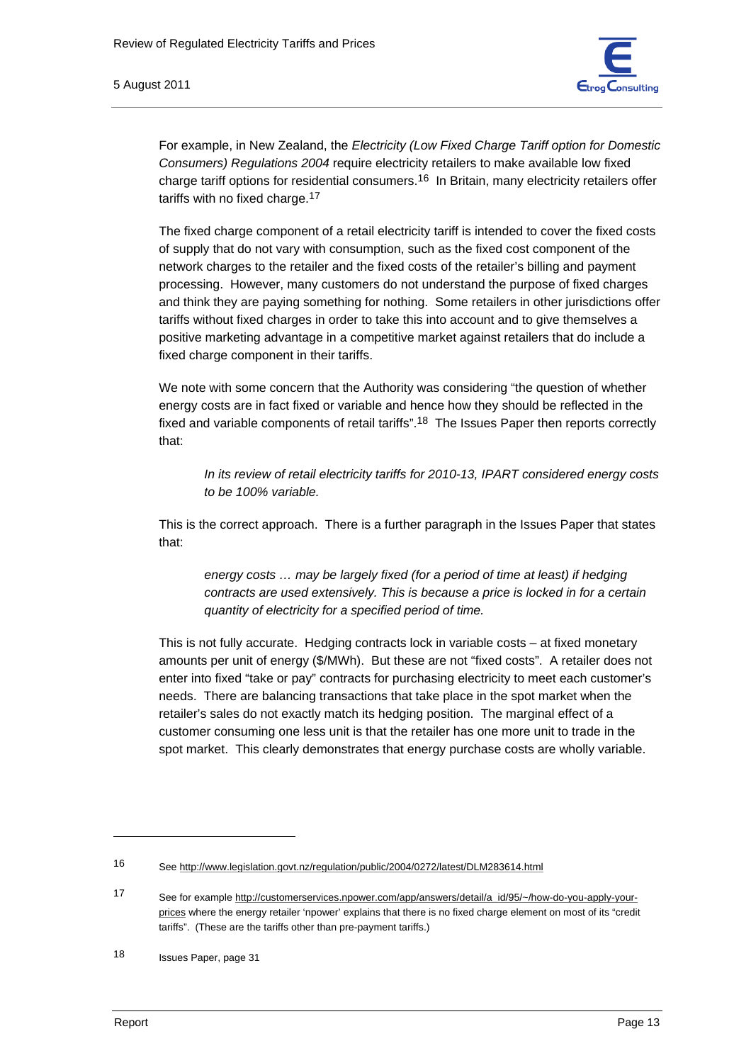For example, in New Zealand, the *Electricity (Low Fixed Charge Tariff option for Domestic Consumers) Regulations 2004* require electricity retailers to make available low fixed charge tariff options for residential consumers.[16] In Britain, many electricity retailers offer tariffs with no fixed charge.[17]

The fixed charge component of a retail electricity tariff is intended to cover the fixed costs of supply that do not vary with consumption, such as the fixed cost component of the network charges to the retailer and the fixed costs of the retailer's billing and payment processing. However, many customers do not understand the purpose of fixed charges and think they are paying something for nothing. Some retailers in other jurisdictions offer tariffs without fixed charges in order to take this into account and to give themselves a positive marketing advantage in a competitive market against retailers that do include a fixed charge component in their tariffs.

We note with some concern that the Authority was considering "the question of whether energy costs are in fact fixed or variable and hence how they should be reflected in the fixed and variable components of retail tariffs".[18] The Issues Paper then reports correctly that:

> *In its review of retail electricity tariffs for 2010-13, IPART considered energy costs to be 100% variable.*

This is the correct approach. There is a further paragraph in the Issues Paper that states that:

> *energy costs … may be largely fixed (for a period of time at least) if hedging contracts are used extensively. This is because a price is locked in for a certain quantity of electricity for a specified period of time.*

This is not fully accurate. Hedging contracts lock in variable costs – at fixed monetary amounts per unit of energy ($/MWh). But these are not "fixed costs". A retailer does not enter into fixed "take or pay" contracts for purchasing electricity to meet each customer's needs. There are balancing transactions that take place in the spot market when the retailer's sales do not exactly match its hedging position. The marginal effect of a customer consuming one less unit is that the retailer has one more unit to trade in the spot market. This clearly demonstrates that energy purchase costs are wholly variable.

---

16 See http://www.legislation.govt.nz/regulation/public/2004/0272/latest/DLM283614.html

17 See for example http://customerservices.npower.com/app/answers/detail/a_id/95/~/how-do-you-apply-your-prices where the energy retailer 'npower' explains that there is no fixed charge element on most of its "credit tariffs". (These are the tariffs other than pre-payment tariffs.)

18 Issues Paper, page 31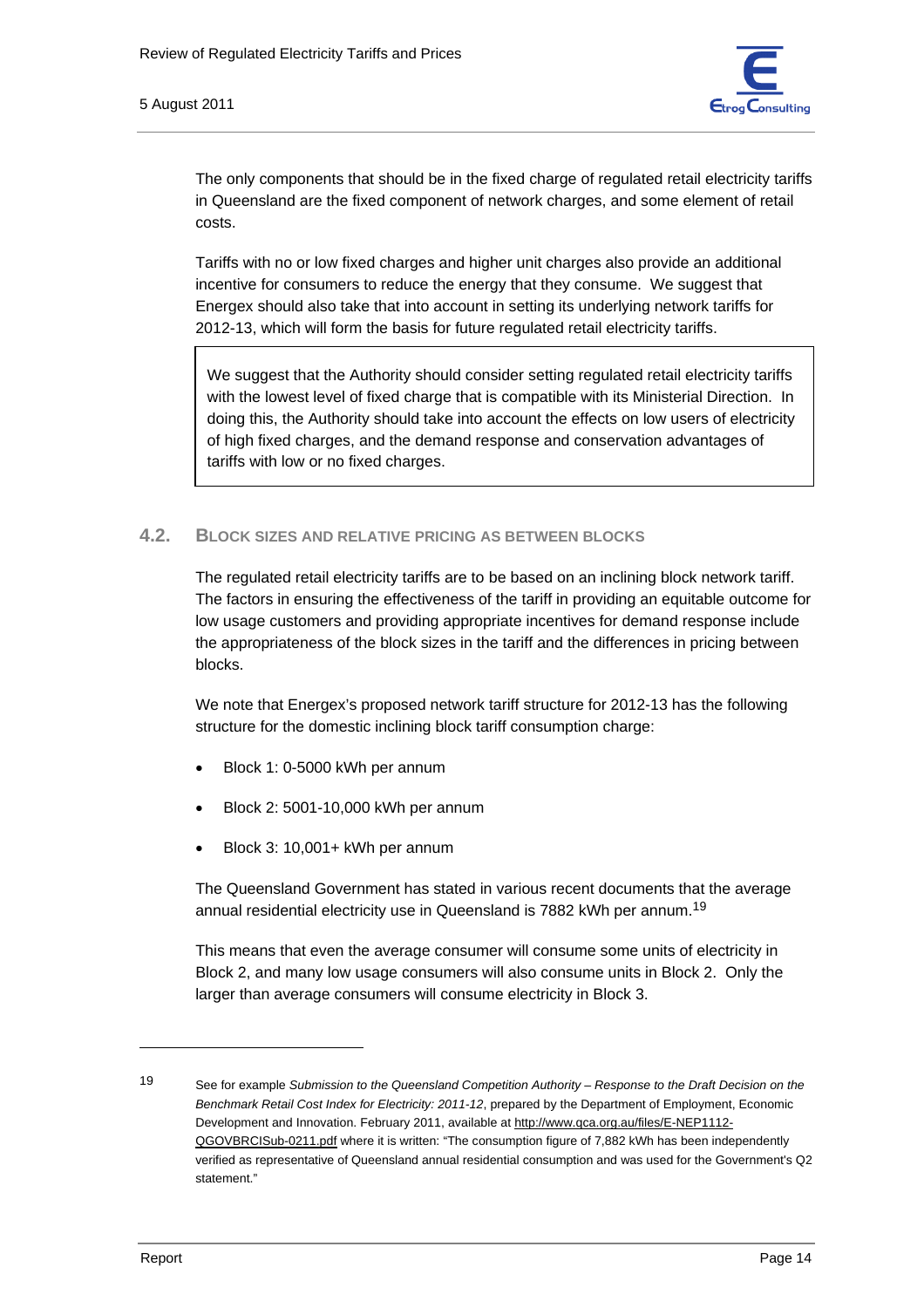The only components that should be in the fixed charge of regulated retail electricity tariffs in Queensland are the fixed component of network charges, and some element of retail costs.

Tariffs with no or low fixed charges and higher unit charges also provide an additional incentive for consumers to reduce the energy that they consume. We suggest that Energex should also take that into account in setting its underlying network tariffs for 2012-13, which will form the basis for future regulated retail electricity tariffs.

> We suggest that the Authority should consider setting regulated retail electricity tariffs with the lowest level of fixed charge that is compatible with its Ministerial Direction. In doing this, the Authority should take into account the effects on low users of electricity of high fixed charges, and the demand response and conservation advantages of tariffs with low or no fixed charges.

## 4.2. Block Sizes and Relative Pricing as Between Blocks

The regulated retail electricity tariffs are to be based on an inclining block network tariff. The factors in ensuring the effectiveness of the tariff in providing an equitable outcome for low usage customers and providing appropriate incentives for demand response include the appropriateness of the block sizes in the tariff and the differences in pricing between blocks.

We note that Energex's proposed network tariff structure for 2012-13 has the following structure for the domestic inclining block tariff consumption charge:

- Block 1: 0-5000 kWh per annum
- Block 2: 5001-10,000 kWh per annum
- Block 3: 10,001+ kWh per annum

The Queensland Government has stated in various recent documents that the average annual residential electricity use in Queensland is 7882 kWh per annum.[19]

This means that even the average consumer will consume some units of electricity in Block 2, and many low usage consumers will also consume units in Block 2. Only the larger than average consumers will consume electricity in Block 3.

---

19 See for example *Submission to the Queensland Competition Authority – Response to the Draft Decision on the Benchmark Retail Cost Index for Electricity: 2011-12*, prepared by the Department of Employment, Economic Development and Innovation. February 2011, available at http://www.qca.org.au/files/E-NEP1112-QGOVBRCISub-0211.pdf where it is written: "The consumption figure of 7,882 kWh has been independently verified as representative of Queensland annual residential consumption and was used for the Government's Q2 statement."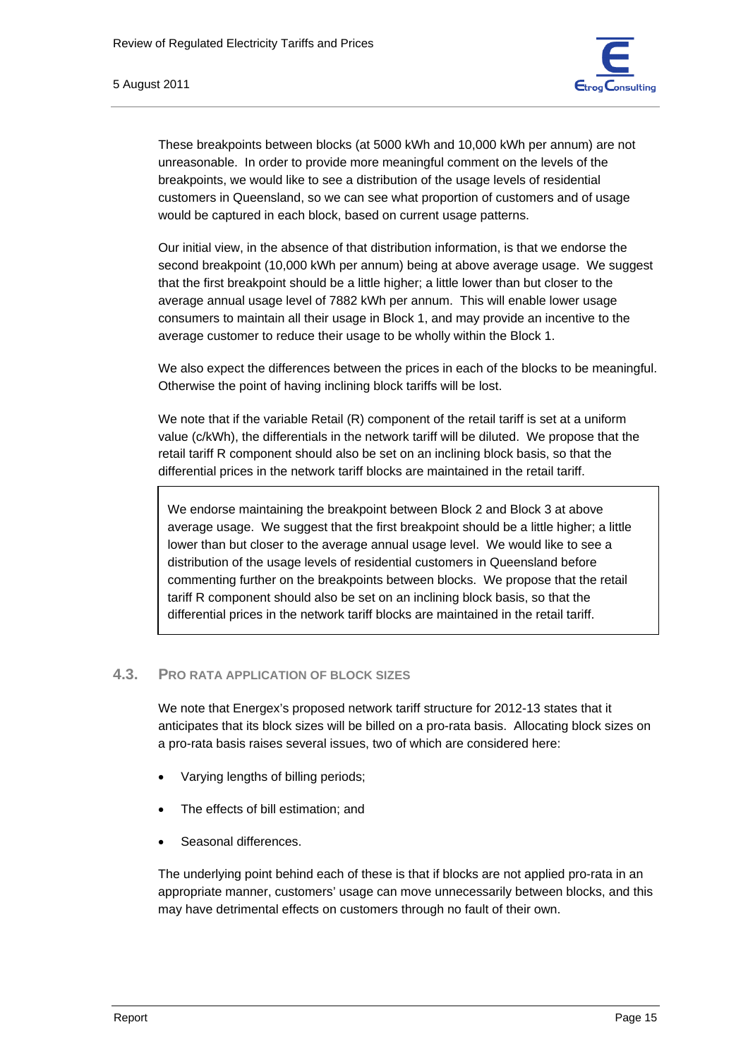These breakpoints between blocks (at 5000 kWh and 10,000 kWh per annum) are not unreasonable. In order to provide more meaningful comment on the levels of the breakpoints, we would like to see a distribution of the usage levels of residential customers in Queensland, so we can see what proportion of customers and of usage would be captured in each block, based on current usage patterns.

Our initial view, in the absence of that distribution information, is that we endorse the second breakpoint (10,000 kWh per annum) being at above average usage. We suggest that the first breakpoint should be a little higher; a little lower than but closer to the average annual usage level of 7882 kWh per annum. This will enable lower usage consumers to maintain all their usage in Block 1, and may provide an incentive to the average customer to reduce their usage to be wholly within the Block 1.

We also expect the differences between the prices in each of the blocks to be meaningful. Otherwise the point of having inclining block tariffs will be lost.

We note that if the variable Retail (R) component of the retail tariff is set at a uniform value (c/kWh), the differentials in the network tariff will be diluted. We propose that the retail tariff R component should also be set on an inclining block basis, so that the differential prices in the network tariff blocks are maintained in the retail tariff.

> We endorse maintaining the breakpoint between Block 2 and Block 3 at above average usage. We suggest that the first breakpoint should be a little higher; a little lower than but closer to the average annual usage level. We would like to see a distribution of the usage levels of residential customers in Queensland before commenting further on the breakpoints between blocks. We propose that the retail tariff R component should also be set on an inclining block basis, so that the differential prices in the network tariff blocks are maintained in the retail tariff.

### 4.3. Pro Rata Application of Block Sizes

We note that Energex's proposed network tariff structure for 2012-13 states that it anticipates that its block sizes will be billed on a pro-rata basis. Allocating block sizes on a pro-rata basis raises several issues, two of which are considered here:

- Varying lengths of billing periods;
- The effects of bill estimation; and
- Seasonal differences.

The underlying point behind each of these is that if blocks are not applied pro-rata in an appropriate manner, customers' usage can move unnecessarily between blocks, and this may have detrimental effects on customers through no fault of their own.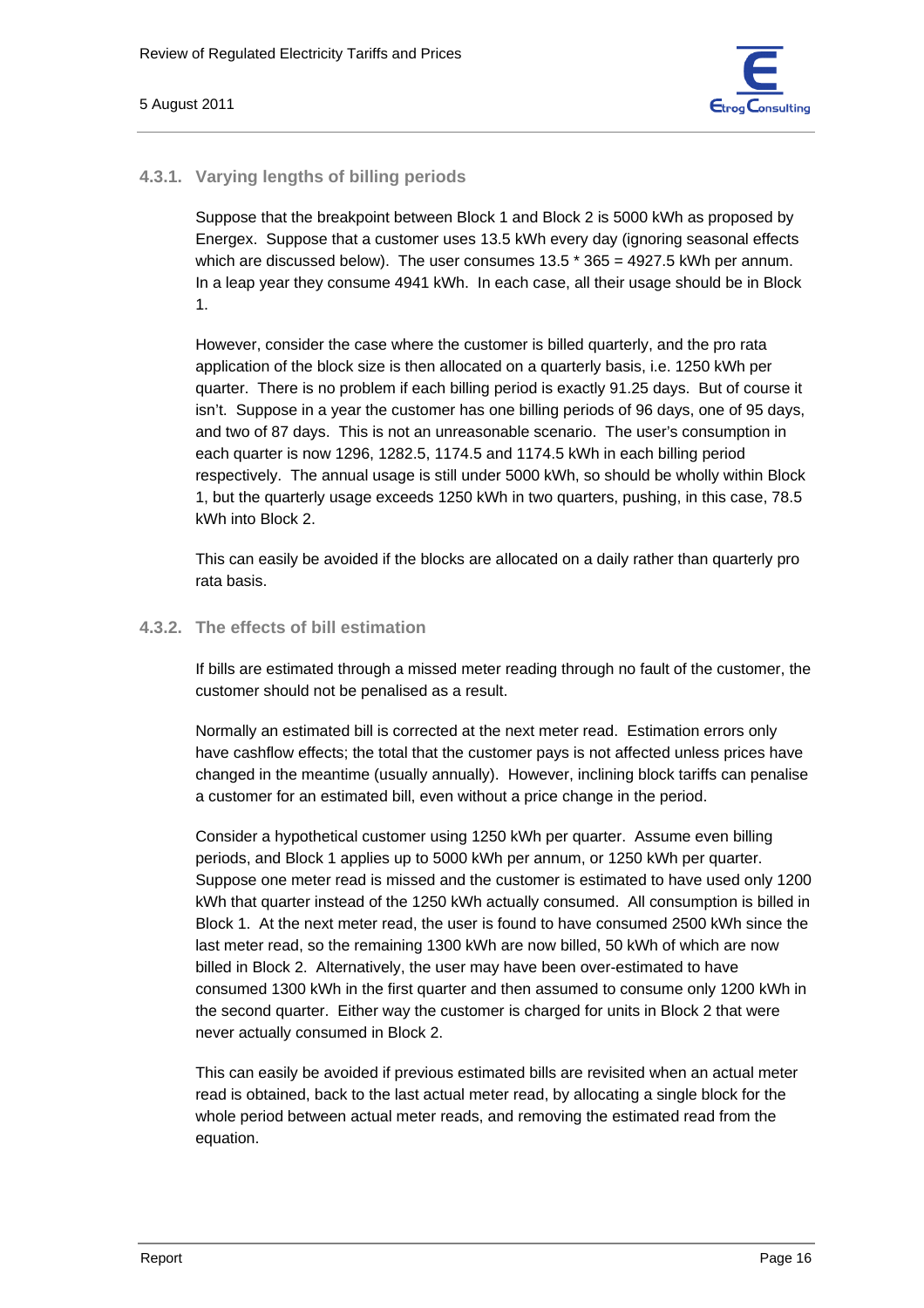### 4.3.1. Varying lengths of billing periods

Suppose that the breakpoint between Block 1 and Block 2 is 5000 kWh as proposed by Energex. Suppose that a customer uses 13.5 kWh every day (ignoring seasonal effects which are discussed below). The user consumes 13.5 * 365 = 4927.5 kWh per annum. In a leap year they consume 4941 kWh. In each case, all their usage should be in Block 1.

However, consider the case where the customer is billed quarterly, and the pro rata application of the block size is then allocated on a quarterly basis, i.e. 1250 kWh per quarter. There is no problem if each billing period is exactly 91.25 days. But of course it isn't. Suppose in a year the customer has one billing periods of 96 days, one of 95 days, and two of 87 days. This is not an unreasonable scenario. The user's consumption in each quarter is now 1296, 1282.5, 1174.5 and 1174.5 kWh in each billing period respectively. The annual usage is still under 5000 kWh, so should be wholly within Block 1, but the quarterly usage exceeds 1250 kWh in two quarters, pushing, in this case, 78.5 kWh into Block 2.

This can easily be avoided if the blocks are allocated on a daily rather than quarterly pro rata basis.

### 4.3.2. The effects of bill estimation

If bills are estimated through a missed meter reading through no fault of the customer, the customer should not be penalised as a result.

Normally an estimated bill is corrected at the next meter read. Estimation errors only have cashflow effects; the total that the customer pays is not affected unless prices have changed in the meantime (usually annually). However, inclining block tariffs can penalise a customer for an estimated bill, even without a price change in the period.

Consider a hypothetical customer using 1250 kWh per quarter. Assume even billing periods, and Block 1 applies up to 5000 kWh per annum, or 1250 kWh per quarter. Suppose one meter read is missed and the customer is estimated to have used only 1200 kWh that quarter instead of the 1250 kWh actually consumed. All consumption is billed in Block 1. At the next meter read, the user is found to have consumed 2500 kWh since the last meter read, so the remaining 1300 kWh are now billed, 50 kWh of which are now billed in Block 2. Alternatively, the user may have been over-estimated to have consumed 1300 kWh in the first quarter and then assumed to consume only 1200 kWh in the second quarter. Either way the customer is charged for units in Block 2 that were never actually consumed in Block 2.

This can easily be avoided if previous estimated bills are revisited when an actual meter read is obtained, back to the last actual meter read, by allocating a single block for the whole period between actual meter reads, and removing the estimated read from the equation.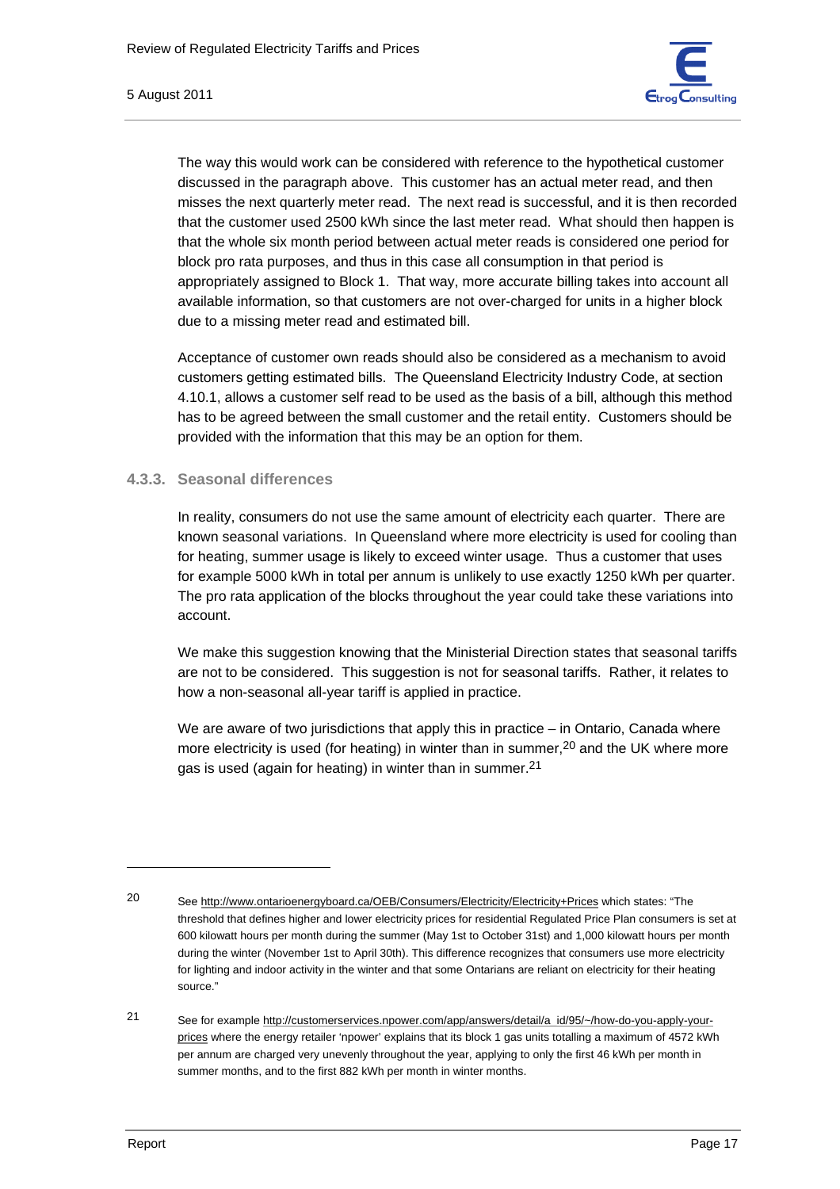The way this would work can be considered with reference to the hypothetical customer discussed in the paragraph above. This customer has an actual meter read, and then misses the next quarterly meter read. The next read is successful, and it is then recorded that the customer used 2500 kWh since the last meter read. What should then happen is that the whole six month period between actual meter reads is considered one period for block pro rata purposes, and thus in this case all consumption in that period is appropriately assigned to Block 1. That way, more accurate billing takes into account all available information, so that customers are not over-charged for units in a higher block due to a missing meter read and estimated bill.

Acceptance of customer own reads should also be considered as a mechanism to avoid customers getting estimated bills. The Queensland Electricity Industry Code, at section 4.10.1, allows a customer self read to be used as the basis of a bill, although this method has to be agreed between the small customer and the retail entity. Customers should be provided with the information that this may be an option for them.

### 4.3.3. Seasonal differences

In reality, consumers do not use the same amount of electricity each quarter. There are known seasonal variations. In Queensland where more electricity is used for cooling than for heating, summer usage is likely to exceed winter usage. Thus a customer that uses for example 5000 kWh in total per annum is unlikely to use exactly 1250 kWh per quarter. The pro rata application of the blocks throughout the year could take these variations into account.

We make this suggestion knowing that the Ministerial Direction states that seasonal tariffs are not to be considered. This suggestion is not for seasonal tariffs. Rather, it relates to how a non-seasonal all-year tariff is applied in practice.

We are aware of two jurisdictions that apply this in practice – in Ontario, Canada where more electricity is used (for heating) in winter than in summer,[20] and the UK where more gas is used (again for heating) in winter than in summer.[21]

---

[20] See http://www.ontarioenergyboard.ca/OEB/Consumers/Electricity/Electricity+Prices which states: "The threshold that defines higher and lower electricity prices for residential Regulated Price Plan consumers is set at 600 kilowatt hours per month during the summer (May 1st to October 31st) and 1,000 kilowatt hours per month during the winter (November 1st to April 30th). This difference recognizes that consumers use more electricity for lighting and indoor activity in the winter and that some Ontarians are reliant on electricity for their heating source."

[21] See for example http://customerservices.npower.com/app/answers/detail/a_id/95/~/how-do-you-apply-your-prices where the energy retailer 'npower' explains that its block 1 gas units totalling a maximum of 4572 kWh per annum are charged very unevenly throughout the year, applying to only the first 46 kWh per month in summer months, and to the first 882 kWh per month in winter months.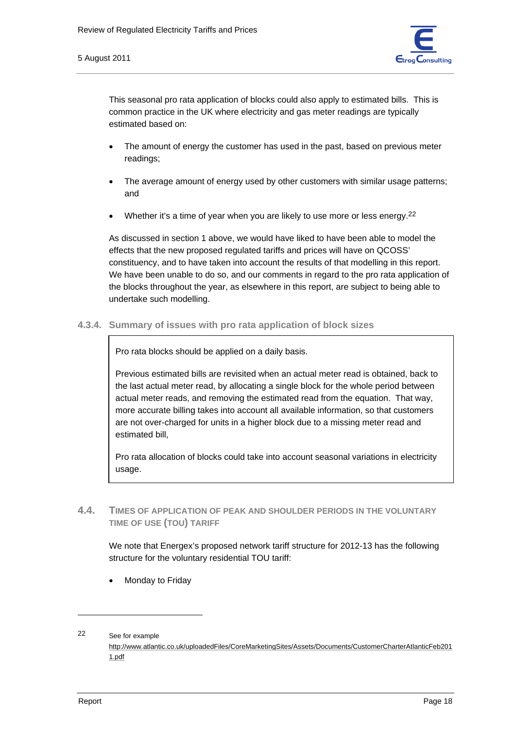This seasonal pro rata application of blocks could also apply to estimated bills. This is common practice in the UK where electricity and gas meter readings are typically estimated based on:

- The amount of energy the customer has used in the past, based on previous meter readings;
- The average amount of energy used by other customers with similar usage patterns; and
- Whether it's a time of year when you are likely to use more or less energy.[22]

As discussed in section 1 above, we would have liked to have been able to model the effects that the new proposed regulated tariffs and prices will have on QCOSS' constituency, and to have taken into account the results of that modelling in this report. We have been unable to do so, and our comments in regard to the pro rata application of the blocks throughout the year, as elsewhere in this report, are subject to being able to undertake such modelling.

### 4.3.4. Summary of issues with pro rata application of block sizes

> Pro rata blocks should be applied on a daily basis.
>
> Previous estimated bills are revisited when an actual meter read is obtained, back to the last actual meter read, by allocating a single block for the whole period between actual meter reads, and removing the estimated read from the equation. That way, more accurate billing takes into account all available information, so that customers are not over-charged for units in a higher block due to a missing meter read and estimated bill,
>
> Pro rata allocation of blocks could take into account seasonal variations in electricity usage.

## 4.4. Times of application of peak and shoulder periods in the voluntary time of use (TOU) tariff

We note that Energex's proposed network tariff structure for 2012-13 has the following structure for the voluntary residential TOU tariff:

- Monday to Friday

---

[22] See for example http://www.atlantic.co.uk/uploadedFiles/CoreMarketingSites/Assets/Documents/CustomerCharterAtlanticFeb2011.pdf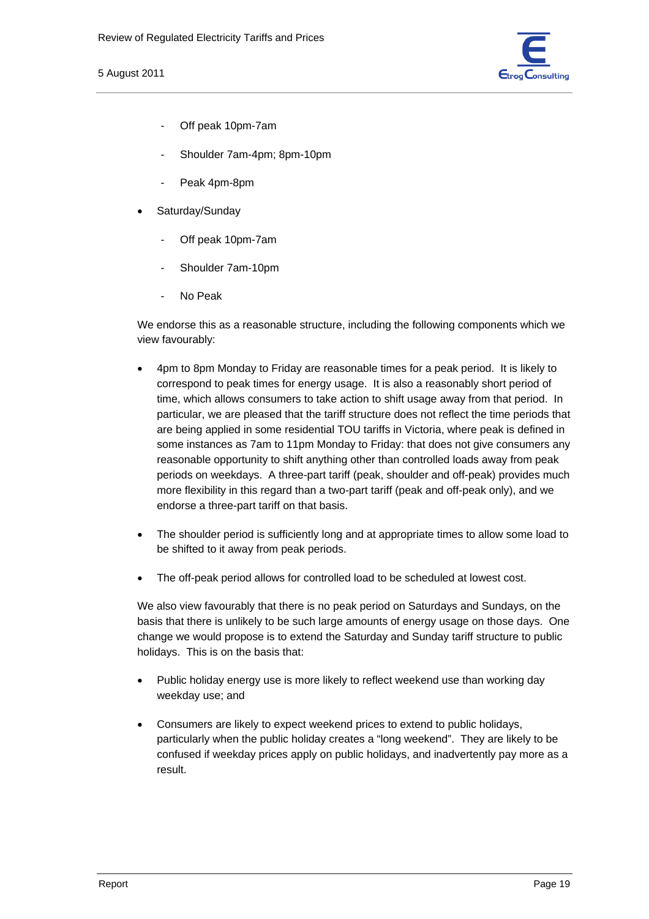- Off peak 10pm-7am
    - Shoulder 7am-4pm; 8pm-10pm
    - Peak 4pm-8pm
- Saturday/Sunday
    - Off peak 10pm-7am
    - Shoulder 7am-10pm
    - No Peak

We endorse this as a reasonable structure, including the following components which we view favourably:

- 4pm to 8pm Monday to Friday are reasonable times for a peak period. It is likely to correspond to peak times for energy usage. It is also a reasonably short period of time, which allows consumers to take action to shift usage away from that period. In particular, we are pleased that the tariff structure does not reflect the time periods that are being applied in some residential TOU tariffs in Victoria, where peak is defined in some instances as 7am to 11pm Monday to Friday: that does not give consumers any reasonable opportunity to shift anything other than controlled loads away from peak periods on weekdays. A three-part tariff (peak, shoulder and off-peak) provides much more flexibility in this regard than a two-part tariff (peak and off-peak only), and we endorse a three-part tariff on that basis.
- The shoulder period is sufficiently long and at appropriate times to allow some load to be shifted to it away from peak periods.
- The off-peak period allows for controlled load to be scheduled at lowest cost.

We also view favourably that there is no peak period on Saturdays and Sundays, on the basis that there is unlikely to be such large amounts of energy usage on those days. One change we would propose is to extend the Saturday and Sunday tariff structure to public holidays. This is on the basis that:

- Public holiday energy use is more likely to reflect weekend use than working day weekday use; and
- Consumers are likely to expect weekend prices to extend to public holidays, particularly when the public holiday creates a "long weekend". They are likely to be confused if weekday prices apply on public holidays, and inadvertently pay more as a result.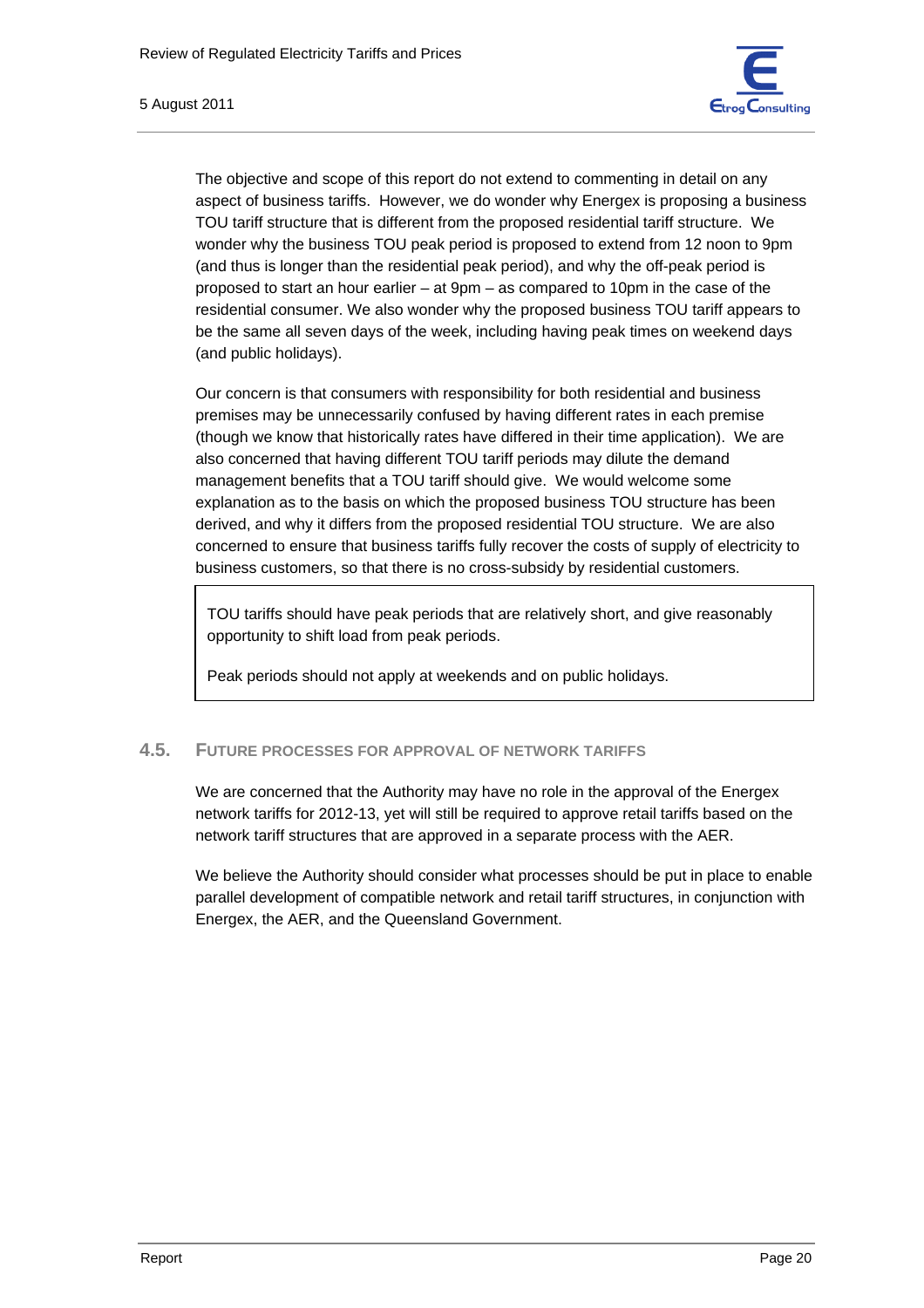The objective and scope of this report do not extend to commenting in detail on any aspect of business tariffs. However, we do wonder why Energex is proposing a business TOU tariff structure that is different from the proposed residential tariff structure. We wonder why the business TOU peak period is proposed to extend from 12 noon to 9pm (and thus is longer than the residential peak period), and why the off-peak period is proposed to start an hour earlier – at 9pm – as compared to 10pm in the case of the residential consumer. We also wonder why the proposed business TOU tariff appears to be the same all seven days of the week, including having peak times on weekend days (and public holidays).

Our concern is that consumers with responsibility for both residential and business premises may be unnecessarily confused by having different rates in each premise (though we know that historically rates have differed in their time application). We are also concerned that having different TOU tariff periods may dilute the demand management benefits that a TOU tariff should give. We would welcome some explanation as to the basis on which the proposed business TOU structure has been derived, and why it differs from the proposed residential TOU structure. We are also concerned to ensure that business tariffs fully recover the costs of supply of electricity to business customers, so that there is no cross-subsidy by residential customers.

> TOU tariffs should have peak periods that are relatively short, and give reasonably opportunity to shift load from peak periods.
>
> Peak periods should not apply at weekends and on public holidays.

## 4.5. Future Processes for Approval of Network Tariffs

We are concerned that the Authority may have no role in the approval of the Energex network tariffs for 2012-13, yet will still be required to approve retail tariffs based on the network tariff structures that are approved in a separate process with the AER.

We believe the Authority should consider what processes should be put in place to enable parallel development of compatible network and retail tariff structures, in conjunction with Energex, the AER, and the Queensland Government.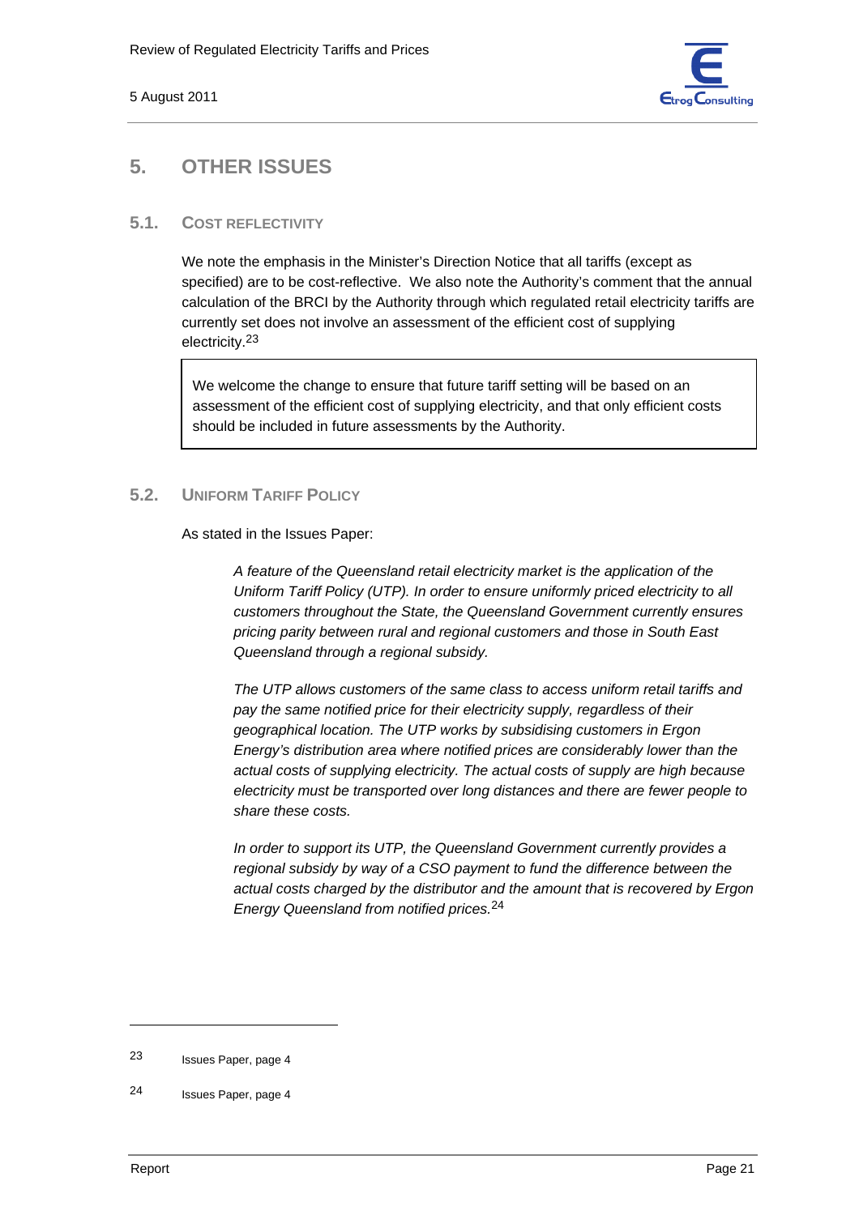# 5. OTHER ISSUES

## 5.1. COST REFLECTIVITY

We note the emphasis in the Minister's Direction Notice that all tariffs (except as specified) are to be cost-reflective. We also note the Authority's comment that the annual calculation of the BRCI by the Authority through which regulated retail electricity tariffs are currently set does not involve an assessment of the efficient cost of supplying electricity.[23]

> We welcome the change to ensure that future tariff setting will be based on an assessment of the efficient cost of supplying electricity, and that only efficient costs should be included in future assessments by the Authority.

## 5.2. UNIFORM TARIFF POLICY

As stated in the Issues Paper:

> *A feature of the Queensland retail electricity market is the application of the Uniform Tariff Policy (UTP). In order to ensure uniformly priced electricity to all customers throughout the State, the Queensland Government currently ensures pricing parity between rural and regional customers and those in South East Queensland through a regional subsidy.*
>
> *The UTP allows customers of the same class to access uniform retail tariffs and pay the same notified price for their electricity supply, regardless of their geographical location. The UTP works by subsidising customers in Ergon Energy's distribution area where notified prices are considerably lower than the actual costs of supplying electricity. The actual costs of supply are high because electricity must be transported over long distances and there are fewer people to share these costs.*
>
> *In order to support its UTP, the Queensland Government currently provides a regional subsidy by way of a CSO payment to fund the difference between the actual costs charged by the distributor and the amount that is recovered by Ergon Energy Queensland from notified prices.*[24]

---

[23] Issues Paper, page 4

[24] Issues Paper, page 4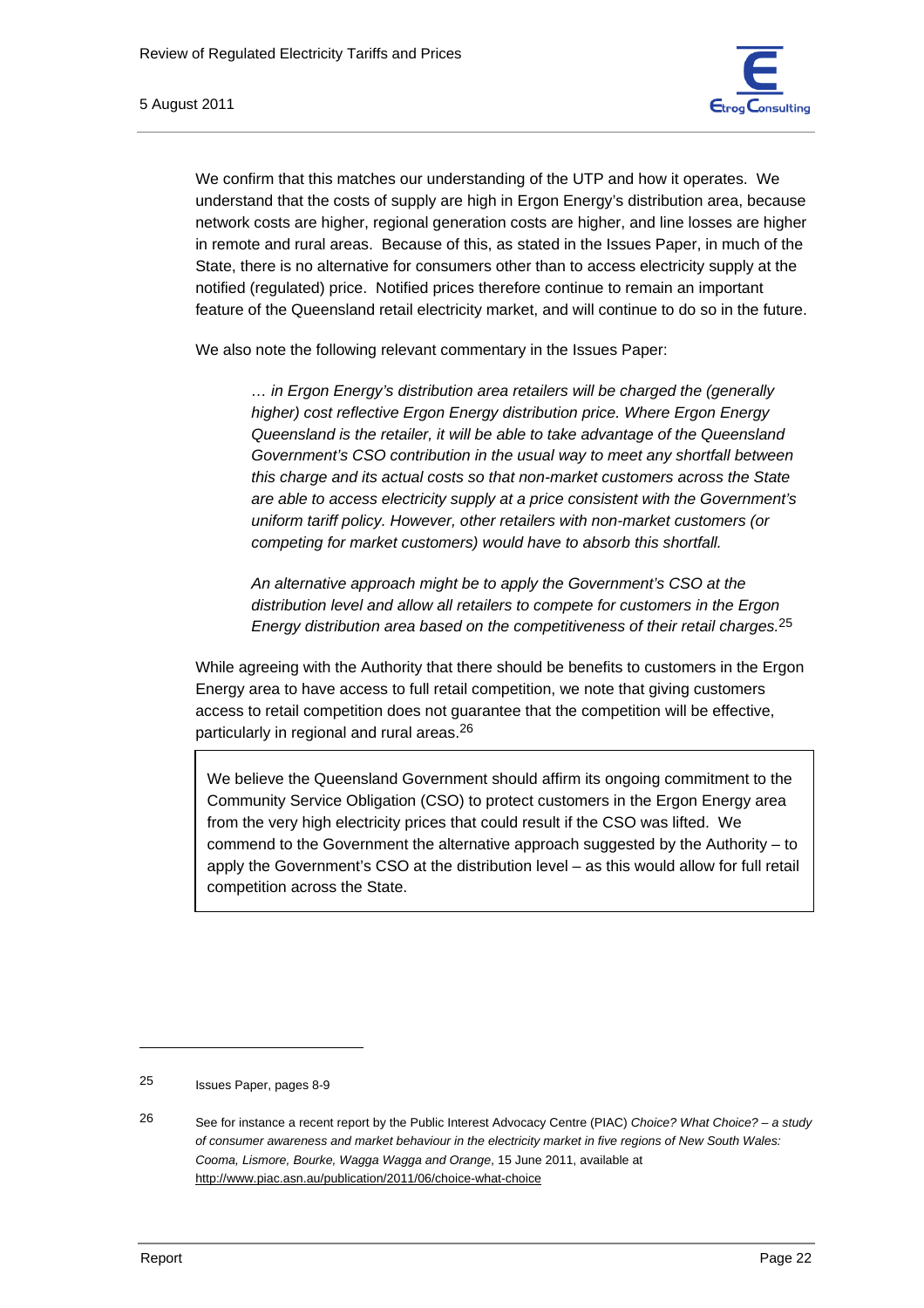We confirm that this matches our understanding of the UTP and how it operates. We understand that the costs of supply are high in Ergon Energy's distribution area, because network costs are higher, regional generation costs are higher, and line losses are higher in remote and rural areas. Because of this, as stated in the Issues Paper, in much of the State, there is no alternative for consumers other than to access electricity supply at the notified (regulated) price. Notified prices therefore continue to remain an important feature of the Queensland retail electricity market, and will continue to do so in the future.

We also note the following relevant commentary in the Issues Paper:

> *… in Ergon Energy's distribution area retailers will be charged the (generally higher) cost reflective Ergon Energy distribution price. Where Ergon Energy Queensland is the retailer, it will be able to take advantage of the Queensland Government's CSO contribution in the usual way to meet any shortfall between this charge and its actual costs so that non-market customers across the State are able to access electricity supply at a price consistent with the Government's uniform tariff policy. However, other retailers with non-market customers (or competing for market customers) would have to absorb this shortfall.*
>
> *An alternative approach might be to apply the Government's CSO at the distribution level and allow all retailers to compete for customers in the Ergon Energy distribution area based on the competitiveness of their retail charges.*[25]

While agreeing with the Authority that there should be benefits to customers in the Ergon Energy area to have access to full retail competition, we note that giving customers access to retail competition does not guarantee that the competition will be effective, particularly in regional and rural areas.[26]

> We believe the Queensland Government should affirm its ongoing commitment to the Community Service Obligation (CSO) to protect customers in the Ergon Energy area from the very high electricity prices that could result if the CSO was lifted. We commend to the Government the alternative approach suggested by the Authority – to apply the Government's CSO at the distribution level – as this would allow for full retail competition across the State.

---

[25] Issues Paper, pages 8-9

[26] See for instance a recent report by the Public Interest Advocacy Centre (PIAC) *Choice? What Choice? – a study of consumer awareness and market behaviour in the electricity market in five regions of New South Wales: Cooma, Lismore, Bourke, Wagga Wagga and Orange*, 15 June 2011, available at http://www.piac.asn.au/publication/2011/06/choice-what-choice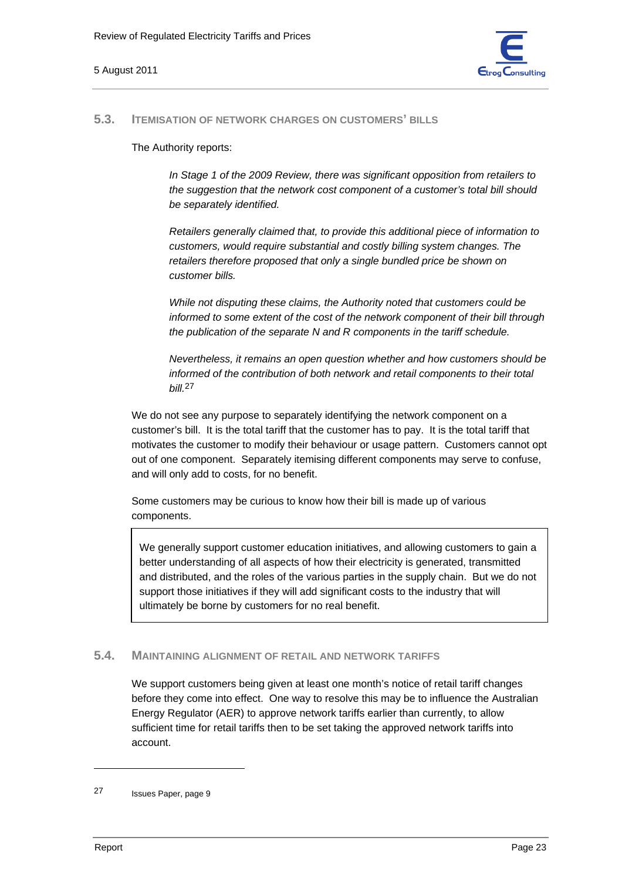## 5.3. Itemisation of network charges on customers' bills

The Authority reports:

> *In Stage 1 of the 2009 Review, there was significant opposition from retailers to the suggestion that the network cost component of a customer's total bill should be separately identified.*
>
> *Retailers generally claimed that, to provide this additional piece of information to customers, would require substantial and costly billing system changes. The retailers therefore proposed that only a single bundled price be shown on customer bills.*
>
> *While not disputing these claims, the Authority noted that customers could be informed to some extent of the cost of the network component of their bill through the publication of the separate N and R components in the tariff schedule.*
>
> *Nevertheless, it remains an open question whether and how customers should be informed of the contribution of both network and retail components to their total bill.*[27]

We do not see any purpose to separately identifying the network component on a customer's bill. It is the total tariff that the customer has to pay. It is the total tariff that motivates the customer to modify their behaviour or usage pattern. Customers cannot opt out of one component. Separately itemising different components may serve to confuse, and will only add to costs, for no benefit.

Some customers may be curious to know how their bill is made up of various components.

> We generally support customer education initiatives, and allowing customers to gain a better understanding of all aspects of how their electricity is generated, transmitted and distributed, and the roles of the various parties in the supply chain. But we do not support those initiatives if they will add significant costs to the industry that will ultimately be borne by customers for no real benefit.

## 5.4. Maintaining alignment of retail and network tariffs

We support customers being given at least one month's notice of retail tariff changes before they come into effect. One way to resolve this may be to influence the Australian Energy Regulator (AER) to approve network tariffs earlier than currently, to allow sufficient time for retail tariffs then to be set taking the approved network tariffs into account.

---

[27] Issues Paper, page 9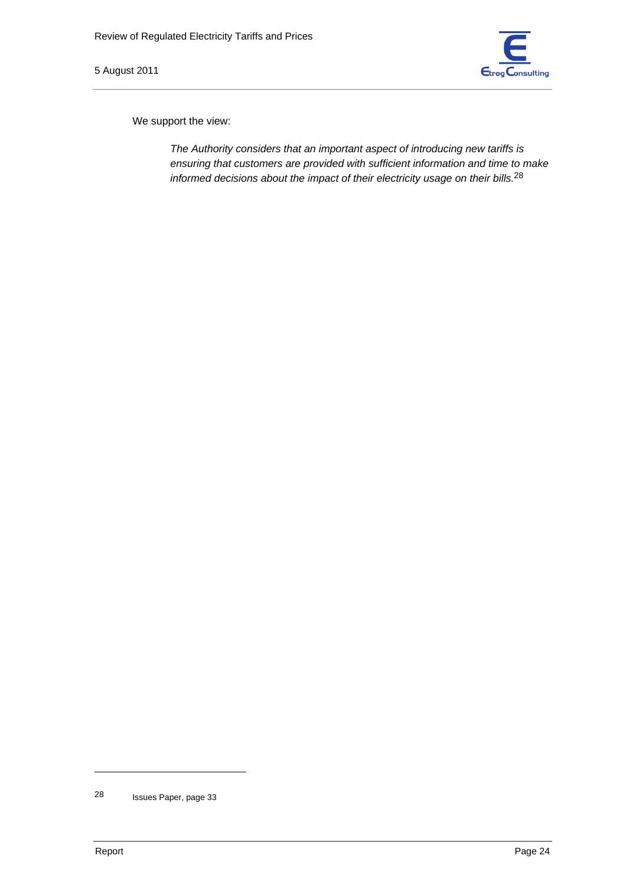We support the view:

> *The Authority considers that an important aspect of introducing new tariffs is ensuring that customers are provided with sufficient information and time to make informed decisions about the impact of their electricity usage on their bills.*[28]

---

28 Issues Paper, page 33